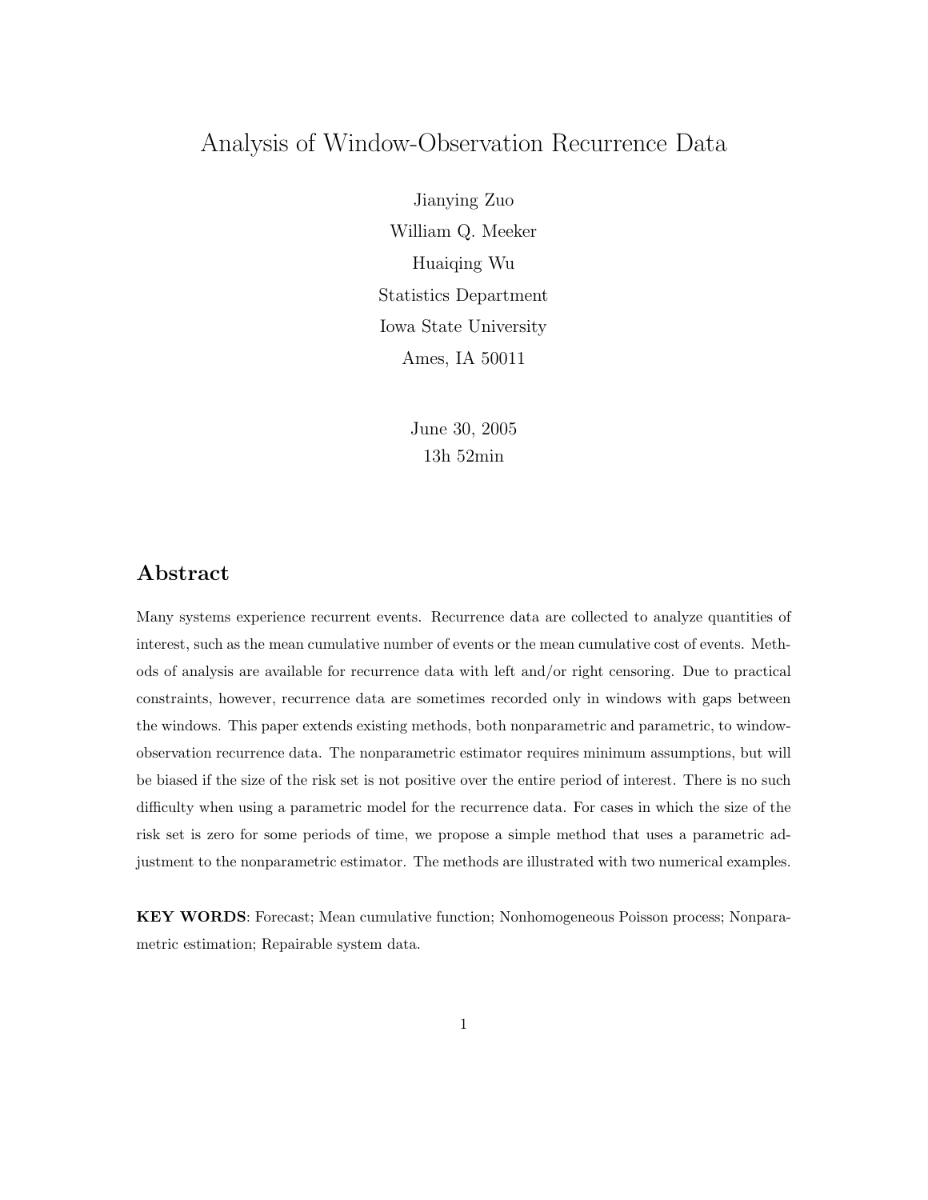# Analysis of Window-Observation Recurrence Data

Jianying Zuo
William Q. Meeker
Huaiqing Wu
Statistics Department
Iowa State University
Ames, IA 50011

June 30, 2005
13h 52min

## Abstract

Many systems experience recurrent events. Recurrence data are collected to analyze quantities of interest, such as the mean cumulative number of events or the mean cumulative cost of events. Methods of analysis are available for recurrence data with left and/or right censoring. Due to practical constraints, however, recurrence data are sometimes recorded only in windows with gaps between the windows. This paper extends existing methods, both nonparametric and parametric, to window-observation recurrence data. The nonparametric estimator requires minimum assumptions, but will be biased if the size of the risk set is not positive over the entire period of interest. There is no such difficulty when using a parametric model for the recurrence data. For cases in which the size of the risk set is zero for some periods of time, we propose a simple method that uses a parametric adjustment to the nonparametric estimator. The methods are illustrated with two numerical examples.

**KEY WORDS**: Forecast; Mean cumulative function; Nonhomogeneous Poisson process; Nonparametric estimation; Repairable system data.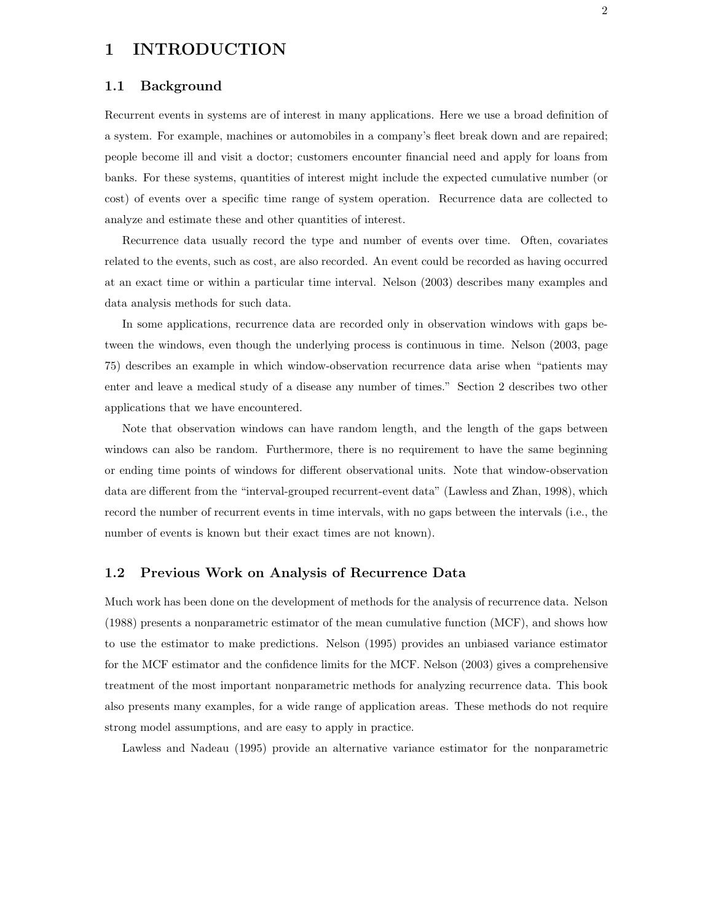# 1 INTRODUCTION

## 1.1 Background

Recurrent events in systems are of interest in many applications. Here we use a broad definition of a system. For example, machines or automobiles in a company's fleet break down and are repaired; people become ill and visit a doctor; customers encounter financial need and apply for loans from banks. For these systems, quantities of interest might include the expected cumulative number (or cost) of events over a specific time range of system operation. Recurrence data are collected to analyze and estimate these and other quantities of interest.

Recurrence data usually record the type and number of events over time. Often, covariates related to the events, such as cost, are also recorded. An event could be recorded as having occurred at an exact time or within a particular time interval. Nelson (2003) describes many examples and data analysis methods for such data.

In some applications, recurrence data are recorded only in observation windows with gaps between the windows, even though the underlying process is continuous in time. Nelson (2003, page 75) describes an example in which window-observation recurrence data arise when "patients may enter and leave a medical study of a disease any number of times." Section 2 describes two other applications that we have encountered.

Note that observation windows can have random length, and the length of the gaps between windows can also be random. Furthermore, there is no requirement to have the same beginning or ending time points of windows for different observational units. Note that window-observation data are different from the "interval-grouped recurrent-event data" (Lawless and Zhan, 1998), which record the number of recurrent events in time intervals, with no gaps between the intervals (i.e., the number of events is known but their exact times are not known).

## 1.2 Previous Work on Analysis of Recurrence Data

Much work has been done on the development of methods for the analysis of recurrence data. Nelson (1988) presents a nonparametric estimator of the mean cumulative function (MCF), and shows how to use the estimator to make predictions. Nelson (1995) provides an unbiased variance estimator for the MCF estimator and the confidence limits for the MCF. Nelson (2003) gives a comprehensive treatment of the most important nonparametric methods for analyzing recurrence data. This book also presents many examples, for a wide range of application areas. These methods do not require strong model assumptions, and are easy to apply in practice.

Lawless and Nadeau (1995) provide an alternative variance estimator for the nonparametric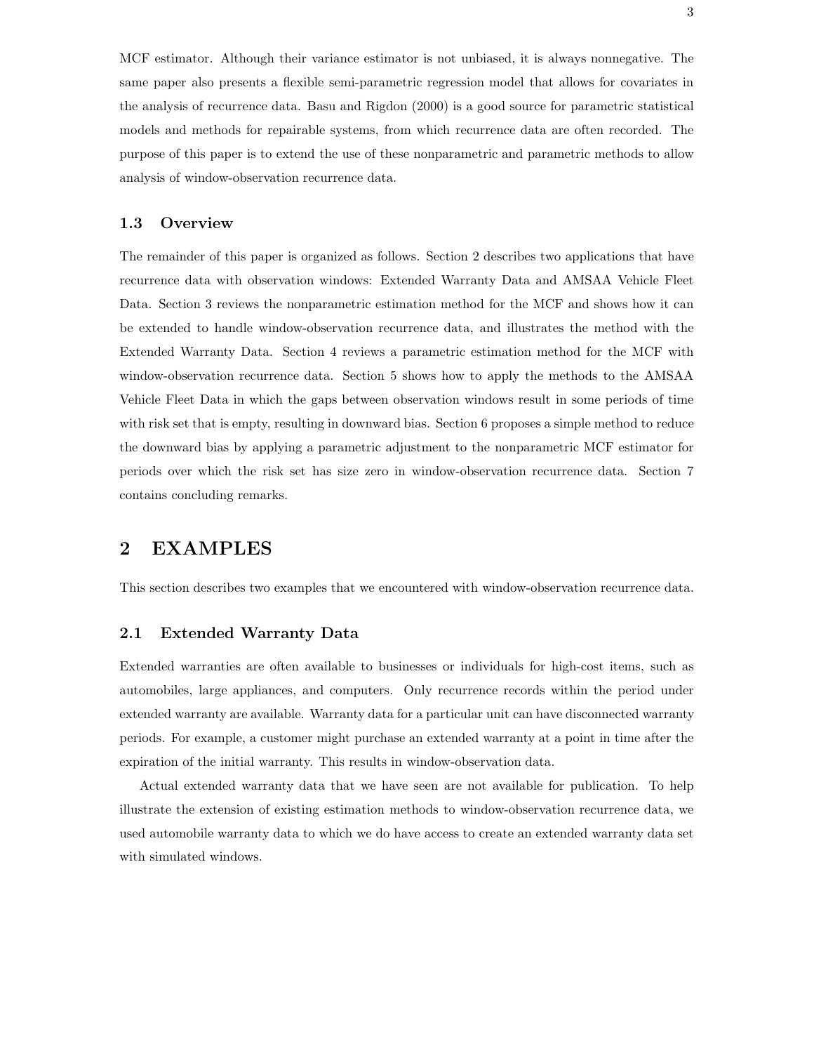MCF estimator. Although their variance estimator is not unbiased, it is always nonnegative. The same paper also presents a flexible semi-parametric regression model that allows for covariates in the analysis of recurrence data. Basu and Rigdon (2000) is a good source for parametric statistical models and methods for repairable systems, from which recurrence data are often recorded. The purpose of this paper is to extend the use of these nonparametric and parametric methods to allow analysis of window-observation recurrence data.

### 1.3 Overview

The remainder of this paper is organized as follows. Section 2 describes two applications that have recurrence data with observation windows: Extended Warranty Data and AMSAA Vehicle Fleet Data. Section 3 reviews the nonparametric estimation method for the MCF and shows how it can be extended to handle window-observation recurrence data, and illustrates the method with the Extended Warranty Data. Section 4 reviews a parametric estimation method for the MCF with window-observation recurrence data. Section 5 shows how to apply the methods to the AMSAA Vehicle Fleet Data in which the gaps between observation windows result in some periods of time with risk set that is empty, resulting in downward bias. Section 6 proposes a simple method to reduce the downward bias by applying a parametric adjustment to the nonparametric MCF estimator for periods over which the risk set has size zero in window-observation recurrence data. Section 7 contains concluding remarks.

## 2 EXAMPLES

This section describes two examples that we encountered with window-observation recurrence data.

### 2.1 Extended Warranty Data

Extended warranties are often available to businesses or individuals for high-cost items, such as automobiles, large appliances, and computers. Only recurrence records within the period under extended warranty are available. Warranty data for a particular unit can have disconnected warranty periods. For example, a customer might purchase an extended warranty at a point in time after the expiration of the initial warranty. This results in window-observation data.

Actual extended warranty data that we have seen are not available for publication. To help illustrate the extension of existing estimation methods to window-observation recurrence data, we used automobile warranty data to which we do have access to create an extended warranty data set with simulated windows.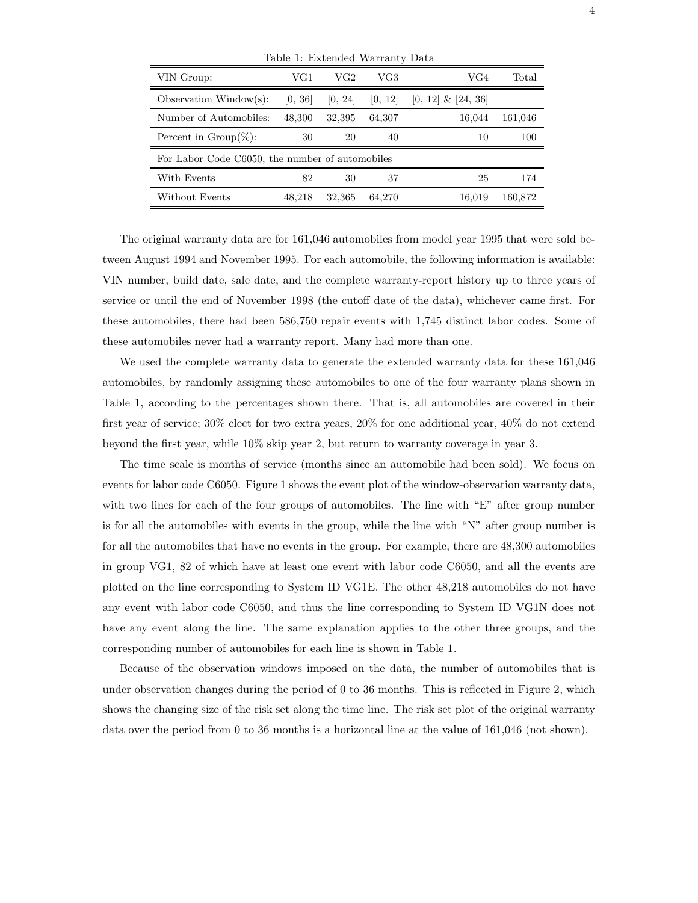Table 1: Extended Warranty Data

| VIN Group: | VG1 | VG2 | VG3 | VG4 | Total |
|---|---|---|---|---|---|
| Observation Window(s): | [0, 36] | [0, 24] | [0, 12] | [0, 12] & [24, 36] | |
| Number of Automobiles: | 48,300 | 32,395 | 64,307 | 16,044 | 161,046 |
| Percent in Group(%): | 30 | 20 | 40 | 10 | 100 |
| For Labor Code C6050, the number of automobiles | | | | | |
| With Events | 82 | 30 | 37 | 25 | 174 |
| Without Events | 48,218 | 32,365 | 64,270 | 16,019 | 160,872 |

The original warranty data are for 161,046 automobiles from model year 1995 that were sold between August 1994 and November 1995. For each automobile, the following information is available: VIN number, build date, sale date, and the complete warranty-report history up to three years of service or until the end of November 1998 (the cutoff date of the data), whichever came first. For these automobiles, there had been 586,750 repair events with 1,745 distinct labor codes. Some of these automobiles never had a warranty report. Many had more than one.

We used the complete warranty data to generate the extended warranty data for these 161,046 automobiles, by randomly assigning these automobiles to one of the four warranty plans shown in Table 1, according to the percentages shown there. That is, all automobiles are covered in their first year of service; 30% elect for two extra years, 20% for one additional year, 40% do not extend beyond the first year, while 10% skip year 2, but return to warranty coverage in year 3.

The time scale is months of service (months since an automobile had been sold). We focus on events for labor code C6050. Figure 1 shows the event plot of the window-observation warranty data, with two lines for each of the four groups of automobiles. The line with "E" after group number is for all the automobiles with events in the group, while the line with "N" after group number is for all the automobiles that have no events in the group. For example, there are 48,300 automobiles in group VG1, 82 of which have at least one event with labor code C6050, and all the events are plotted on the line corresponding to System ID VG1E. The other 48,218 automobiles do not have any event with labor code C6050, and thus the line corresponding to System ID VG1N does not have any event along the line. The same explanation applies to the other three groups, and the corresponding number of automobiles for each line is shown in Table 1.

Because of the observation windows imposed on the data, the number of automobiles that is under observation changes during the period of 0 to 36 months. This is reflected in Figure 2, which shows the changing size of the risk set along the time line. The risk set plot of the original warranty data over the period from 0 to 36 months is a horizontal line at the value of 161,046 (not shown).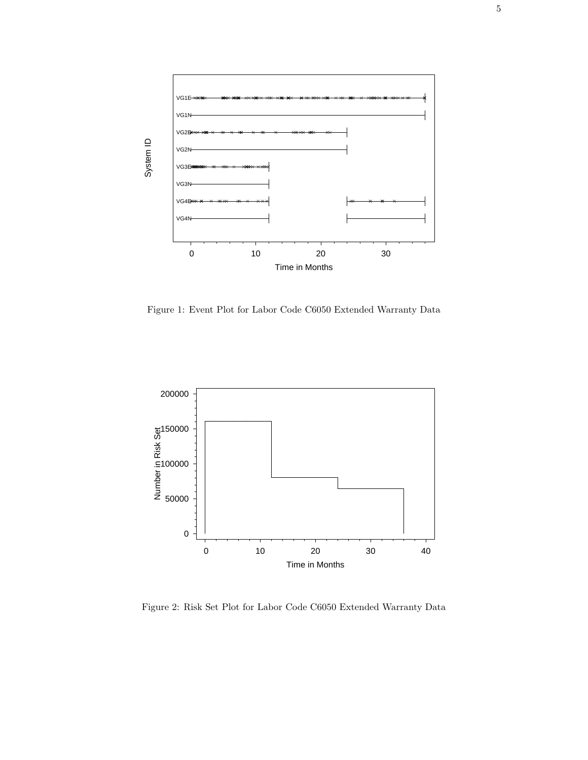Figure 1: Event Plot for Labor Code C6050 Extended Warranty Data

Figure 2: Risk Set Plot for Labor Code C6050 Extended Warranty Data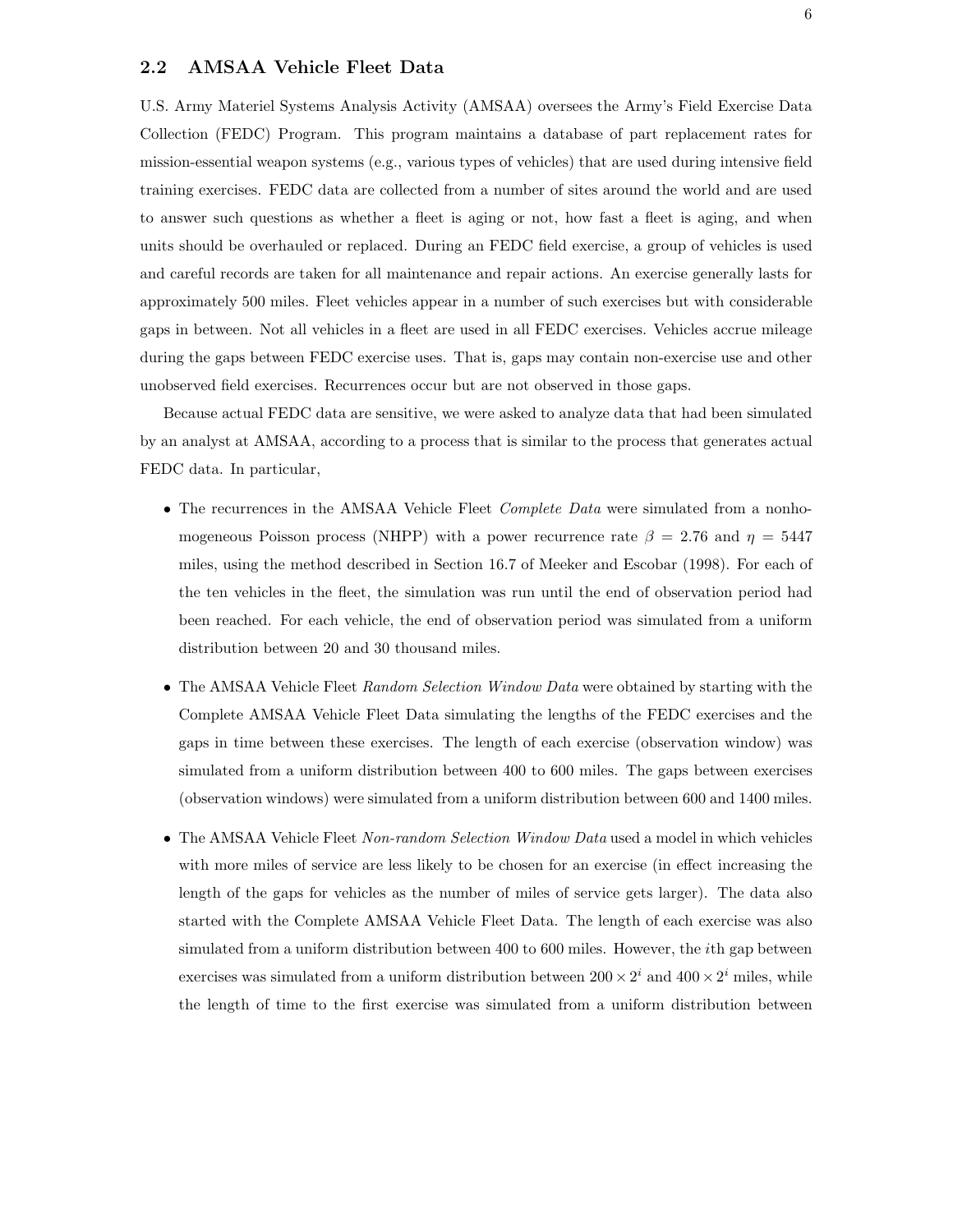### 2.2 AMSAA Vehicle Fleet Data

U.S. Army Materiel Systems Analysis Activity (AMSAA) oversees the Army's Field Exercise Data Collection (FEDC) Program. This program maintains a database of part replacement rates for mission-essential weapon systems (e.g., various types of vehicles) that are used during intensive field training exercises. FEDC data are collected from a number of sites around the world and are used to answer such questions as whether a fleet is aging or not, how fast a fleet is aging, and when units should be overhauled or replaced. During an FEDC field exercise, a group of vehicles is used and careful records are taken for all maintenance and repair actions. An exercise generally lasts for approximately 500 miles. Fleet vehicles appear in a number of such exercises but with considerable gaps in between. Not all vehicles in a fleet are used in all FEDC exercises. Vehicles accrue mileage during the gaps between FEDC exercise uses. That is, gaps may contain non-exercise use and other unobserved field exercises. Recurrences occur but are not observed in those gaps.

Because actual FEDC data are sensitive, we were asked to analyze data that had been simulated by an analyst at AMSAA, according to a process that is similar to the process that generates actual FEDC data. In particular,

- The recurrences in the AMSAA Vehicle Fleet *Complete Data* were simulated from a nonhomogeneous Poisson process (NHPP) with a power recurrence rate $\beta = 2.76$ and $\eta = 5447$ miles, using the method described in Section 16.7 of Meeker and Escobar (1998). For each of the ten vehicles in the fleet, the simulation was run until the end of observation period had been reached. For each vehicle, the end of observation period was simulated from a uniform distribution between 20 and 30 thousand miles.

- The AMSAA Vehicle Fleet *Random Selection Window Data* were obtained by starting with the Complete AMSAA Vehicle Fleet Data simulating the lengths of the FEDC exercises and the gaps in time between these exercises. The length of each exercise (observation window) was simulated from a uniform distribution between 400 to 600 miles. The gaps between exercises (observation windows) were simulated from a uniform distribution between 600 and 1400 miles.

- The AMSAA Vehicle Fleet *Non-random Selection Window Data* used a model in which vehicles with more miles of service are less likely to be chosen for an exercise (in effect increasing the length of the gaps for vehicles as the number of miles of service gets larger). The data also started with the Complete AMSAA Vehicle Fleet Data. The length of each exercise was also simulated from a uniform distribution between 400 to 600 miles. However, the $i$th gap between exercises was simulated from a uniform distribution between $200 \times 2^i$ and $400 \times 2^i$ miles, while the length of time to the first exercise was simulated from a uniform distribution between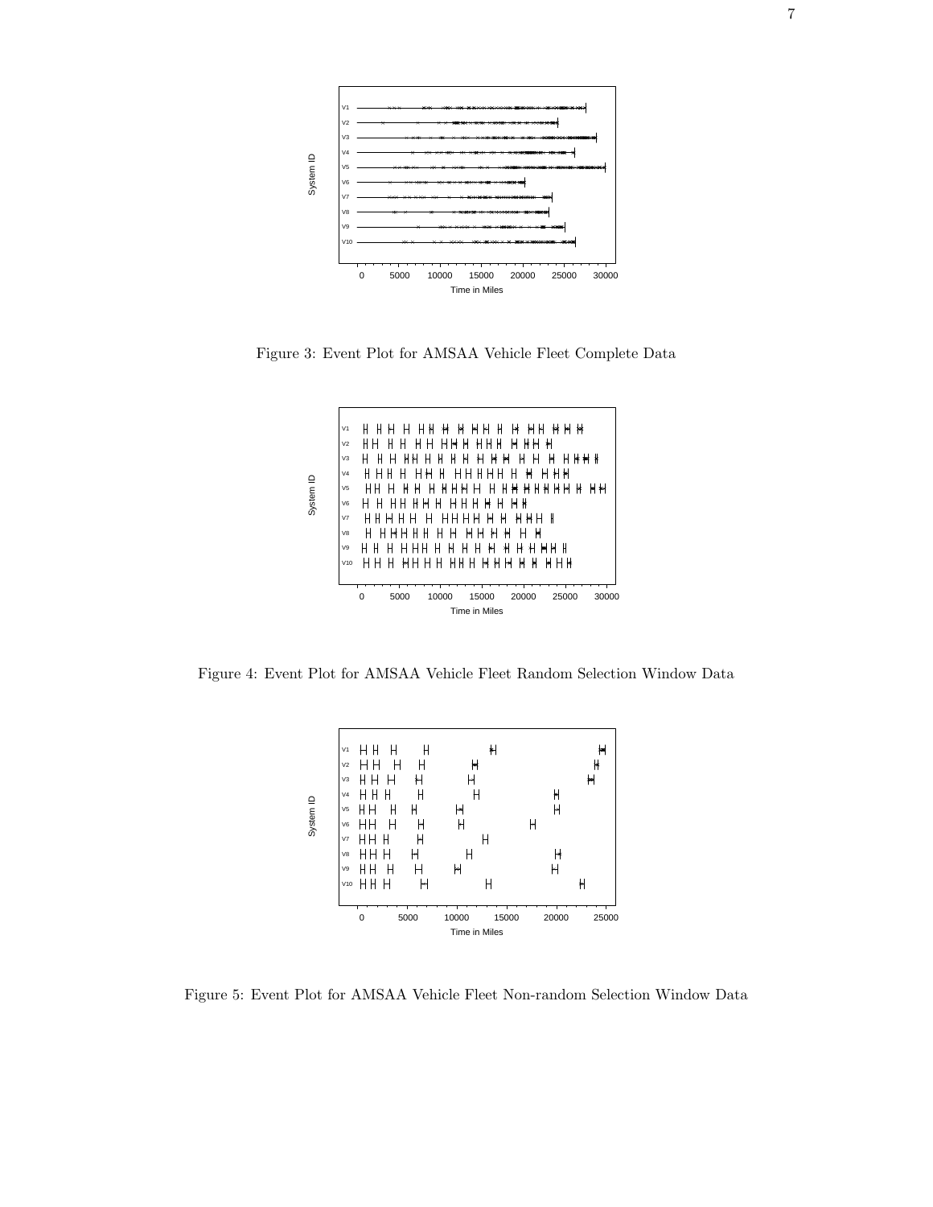Figure 3: Event Plot for AMSAA Vehicle Fleet Complete Data

Figure 4: Event Plot for AMSAA Vehicle Fleet Random Selection Window Data

Figure 5: Event Plot for AMSAA Vehicle Fleet Non-random Selection Window Data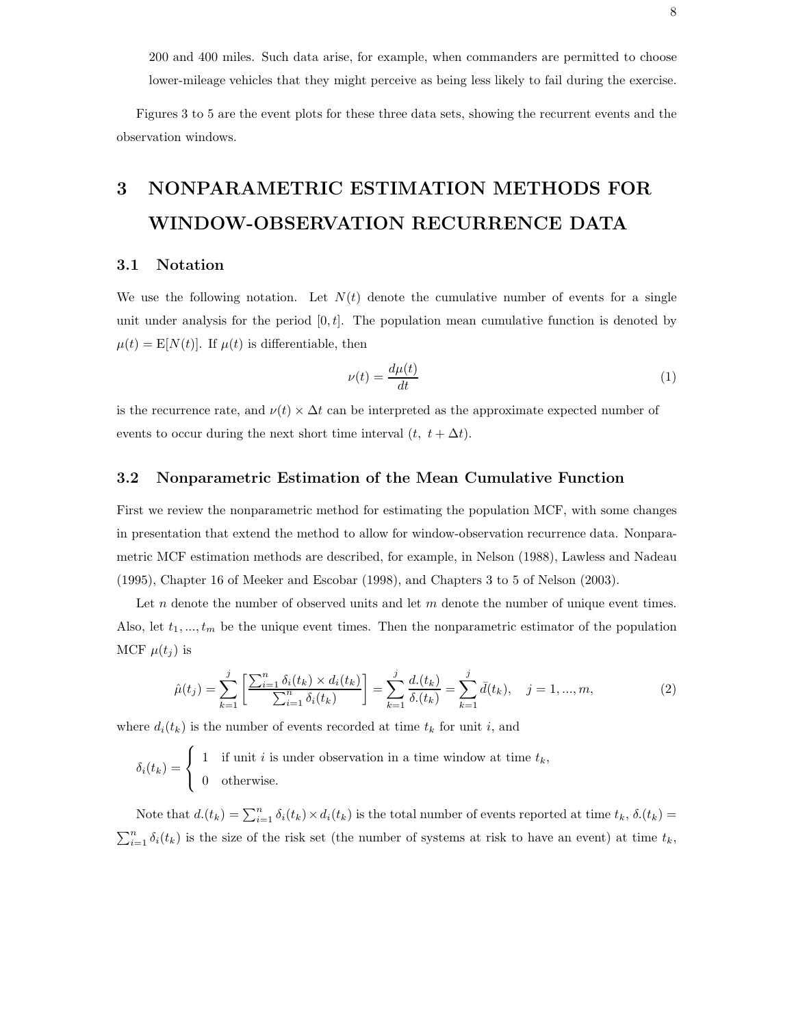200 and 400 miles. Such data arise, for example, when commanders are permitted to choose lower-mileage vehicles that they might perceive as being less likely to fail during the exercise.

Figures 3 to 5 are the event plots for these three data sets, showing the recurrent events and the observation windows.

# 3 NONPARAMETRIC ESTIMATION METHODS FOR WINDOW-OBSERVATION RECURRENCE DATA

## 3.1 Notation

We use the following notation. Let $N(t)$ denote the cumulative number of events for a single unit under analysis for the period $[0, t]$. The population mean cumulative function is denoted by $\mu(t) = \mathrm{E}[N(t)]$. If $\mu(t)$ is differentiable, then

$$\nu(t) = \frac{d\mu(t)}{dt} \tag{1}$$

is the recurrence rate, and $\nu(t) \times \Delta t$ can be interpreted as the approximate expected number of events to occur during the next short time interval $(t,\ t + \Delta t)$.

## 3.2 Nonparametric Estimation of the Mean Cumulative Function

First we review the nonparametric method for estimating the population MCF, with some changes in presentation that extend the method to allow for window-observation recurrence data. Nonparametric MCF estimation methods are described, for example, in Nelson (1988), Lawless and Nadeau (1995), Chapter 16 of Meeker and Escobar (1998), and Chapters 3 to 5 of Nelson (2003).

Let $n$ denote the number of observed units and let $m$ denote the number of unique event times. Also, let $t_1, ..., t_m$ be the unique event times. Then the nonparametric estimator of the population MCF $\mu(t_j)$ is

$$\hat{\mu}(t_j) = \sum_{k=1}^{j} \left[ \frac{\sum_{i=1}^{n} \delta_i(t_k) \times d_i(t_k)}{\sum_{i=1}^{n} \delta_i(t_k)} \right] = \sum_{k=1}^{j} \frac{d.(t_k)}{\delta.(t_k)} = \sum_{k=1}^{j} \bar{d}(t_k), \quad j = 1, ..., m, \tag{2}$$

where $d_i(t_k)$ is the number of events recorded at time $t_k$ for unit $i$, and

$$\delta_i(t_k) = \begin{cases} 1 & \text{if unit } i \text{ is under observation in a time window at time } t_k, \\ 0 & \text{otherwise.} \end{cases}$$

Note that $d.(t_k) = \sum_{i=1}^{n} \delta_i(t_k) \times d_i(t_k)$ is the total number of events reported at time $t_k$, $\delta.(t_k) = \sum_{i=1}^{n} \delta_i(t_k)$ is the size of the risk set (the number of systems at risk to have an event) at time $t_k$,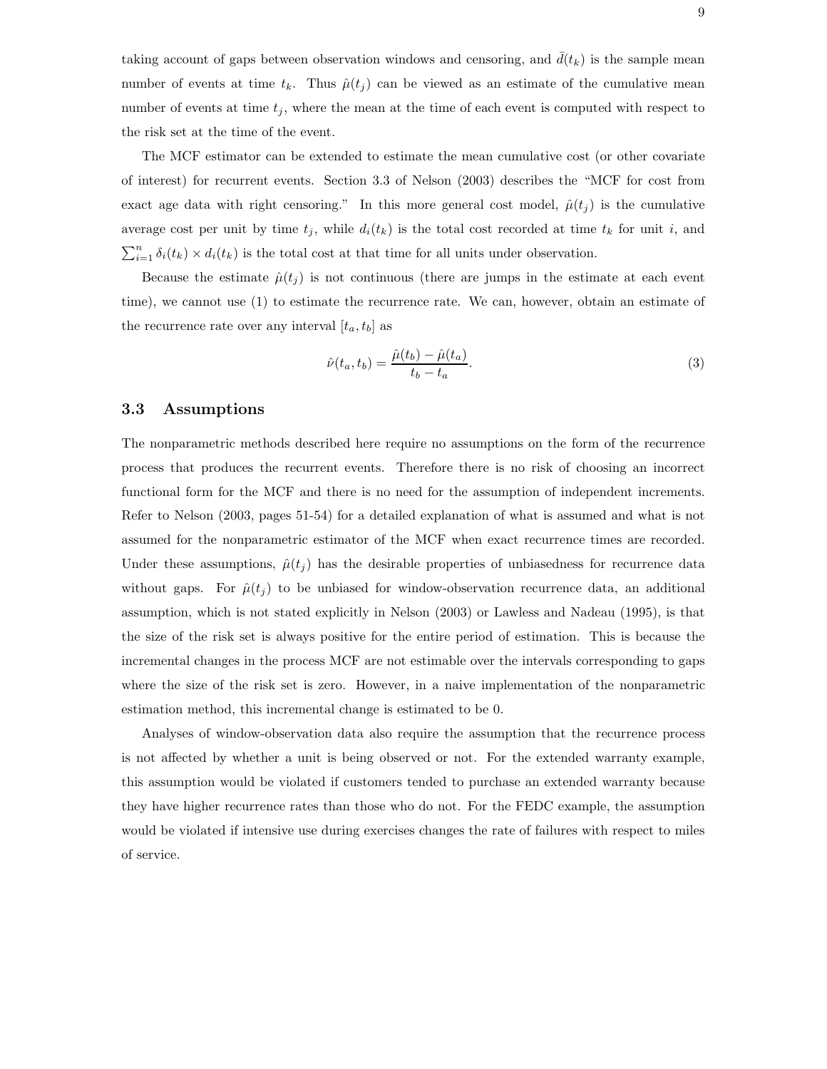taking account of gaps between observation windows and censoring, and $\bar{d}(t_k)$ is the sample mean number of events at time $t_k$. Thus $\hat{\mu}(t_j)$ can be viewed as an estimate of the cumulative mean number of events at time $t_j$, where the mean at the time of each event is computed with respect to the risk set at the time of the event.

The MCF estimator can be extended to estimate the mean cumulative cost (or other covariate of interest) for recurrent events. Section 3.3 of Nelson (2003) describes the "MCF for cost from exact age data with right censoring." In this more general cost model, $\hat{\mu}(t_j)$ is the cumulative average cost per unit by time $t_j$, while $d_i(t_k)$ is the total cost recorded at time $t_k$ for unit $i$, and $\sum_{i=1}^{n} \delta_i(t_k) \times d_i(t_k)$ is the total cost at that time for all units under observation.

Because the estimate $\hat{\mu}(t_j)$ is not continuous (there are jumps in the estimate at each event time), we cannot use (1) to estimate the recurrence rate. We can, however, obtain an estimate of the recurrence rate over any interval $[t_a, t_b]$ as

$$\hat{\nu}(t_a, t_b) = \frac{\hat{\mu}(t_b) - \hat{\mu}(t_a)}{t_b - t_a}. \tag{3}$$

### 3.3 Assumptions

The nonparametric methods described here require no assumptions on the form of the recurrence process that produces the recurrent events. Therefore there is no risk of choosing an incorrect functional form for the MCF and there is no need for the assumption of independent increments. Refer to Nelson (2003, pages 51-54) for a detailed explanation of what is assumed and what is not assumed for the nonparametric estimator of the MCF when exact recurrence times are recorded. Under these assumptions, $\hat{\mu}(t_j)$ has the desirable properties of unbiasedness for recurrence data without gaps. For $\hat{\mu}(t_j)$ to be unbiased for window-observation recurrence data, an additional assumption, which is not stated explicitly in Nelson (2003) or Lawless and Nadeau (1995), is that the size of the risk set is always positive for the entire period of estimation. This is because the incremental changes in the process MCF are not estimable over the intervals corresponding to gaps where the size of the risk set is zero. However, in a naive implementation of the nonparametric estimation method, this incremental change is estimated to be 0.

Analyses of window-observation data also require the assumption that the recurrence process is not affected by whether a unit is being observed or not. For the extended warranty example, this assumption would be violated if customers tended to purchase an extended warranty because they have higher recurrence rates than those who do not. For the FEDC example, the assumption would be violated if intensive use during exercises changes the rate of failures with respect to miles of service.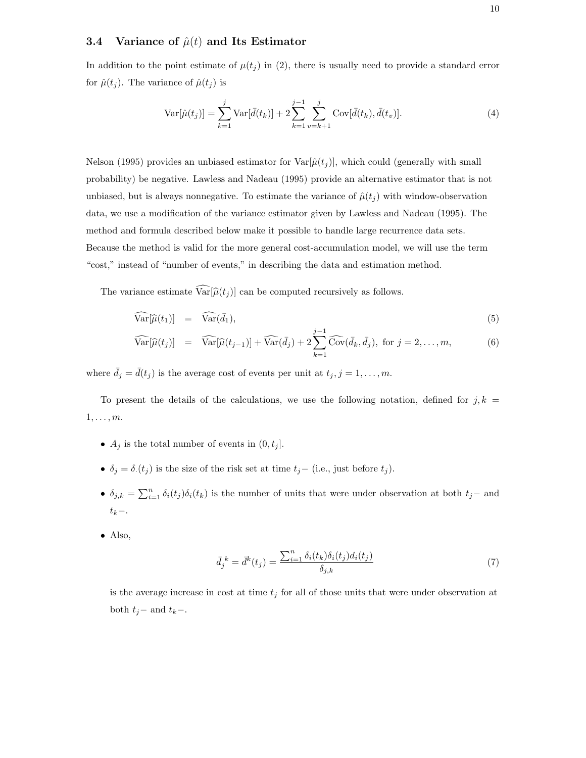### 3.4 Variance of $\hat{\mu}(t)$ and Its Estimator

In addition to the point estimate of $\mu(t_j)$ in (2), there is usually need to provide a standard error for $\hat{\mu}(t_j)$. The variance of $\hat{\mu}(t_j)$ is

$$\text{Var}[\hat{\mu}(t_j)] = \sum_{k=1}^{j} \text{Var}[\bar{d}(t_k)] + 2\sum_{k=1}^{j-1} \sum_{v=k+1}^{j} \text{Cov}[\bar{d}(t_k), \bar{d}(t_v)]. \tag{4}$$

Nelson (1995) provides an unbiased estimator for $\text{Var}[\hat{\mu}(t_j)]$, which could (generally with small probability) be negative. Lawless and Nadeau (1995) provide an alternative estimator that is not unbiased, but is always nonnegative. To estimate the variance of $\hat{\mu}(t_j)$ with window-observation data, we use a modification of the variance estimator given by Lawless and Nadeau (1995). The method and formula described below make it possible to handle large recurrence data sets. Because the method is valid for the more general cost-accumulation model, we will use the term "cost," instead of "number of events," in describing the data and estimation method.

The variance estimate $\widehat{\text{Var}}[\widehat{\mu}(t_j)]$ can be computed recursively as follows.

$$\widehat{\text{Var}}[\widehat{\mu}(t_1)] = \widehat{\text{Var}}(\bar{d}_1), \tag{5}$$

$$\widehat{\text{Var}}[\widehat{\mu}(t_j)] = \widehat{\text{Var}}[\widehat{\mu}(t_{j-1})] + \widehat{\text{Var}}(\bar{d}_j) + 2\sum_{k=1}^{j-1} \widehat{\text{Cov}}(\bar{d}_k, \bar{d}_j), \text{ for } j = 2, \ldots, m, \tag{6}$$

where $\bar{d}_j = \bar{d}(t_j)$ is the average cost of events per unit at $t_j, j = 1, \ldots, m$.

To present the details of the calculations, we use the following notation, defined for $j, k = 1, \ldots, m$.

- $A_j$ is the total number of events in $(0, t_j]$.
- $\delta_j = \delta_{.}(t_j)$ is the size of the risk set at time $t_j-$ (i.e., just before $t_j$).
- $\delta_{j,k} = \sum_{i=1}^{n} \delta_i(t_j)\delta_i(t_k)$ is the number of units that were under observation at both $t_j-$ and $t_k-$.
- Also,

$$\bar{d}_j^{\,k} = \bar{d}^k(t_j) = \frac{\sum_{i=1}^{n} \delta_i(t_k)\delta_i(t_j)d_i(t_j)}{\delta_{j,k}} \tag{7}$$

  is the average increase in cost at time $t_j$ for all of those units that were under observation at both $t_j-$ and $t_k-$.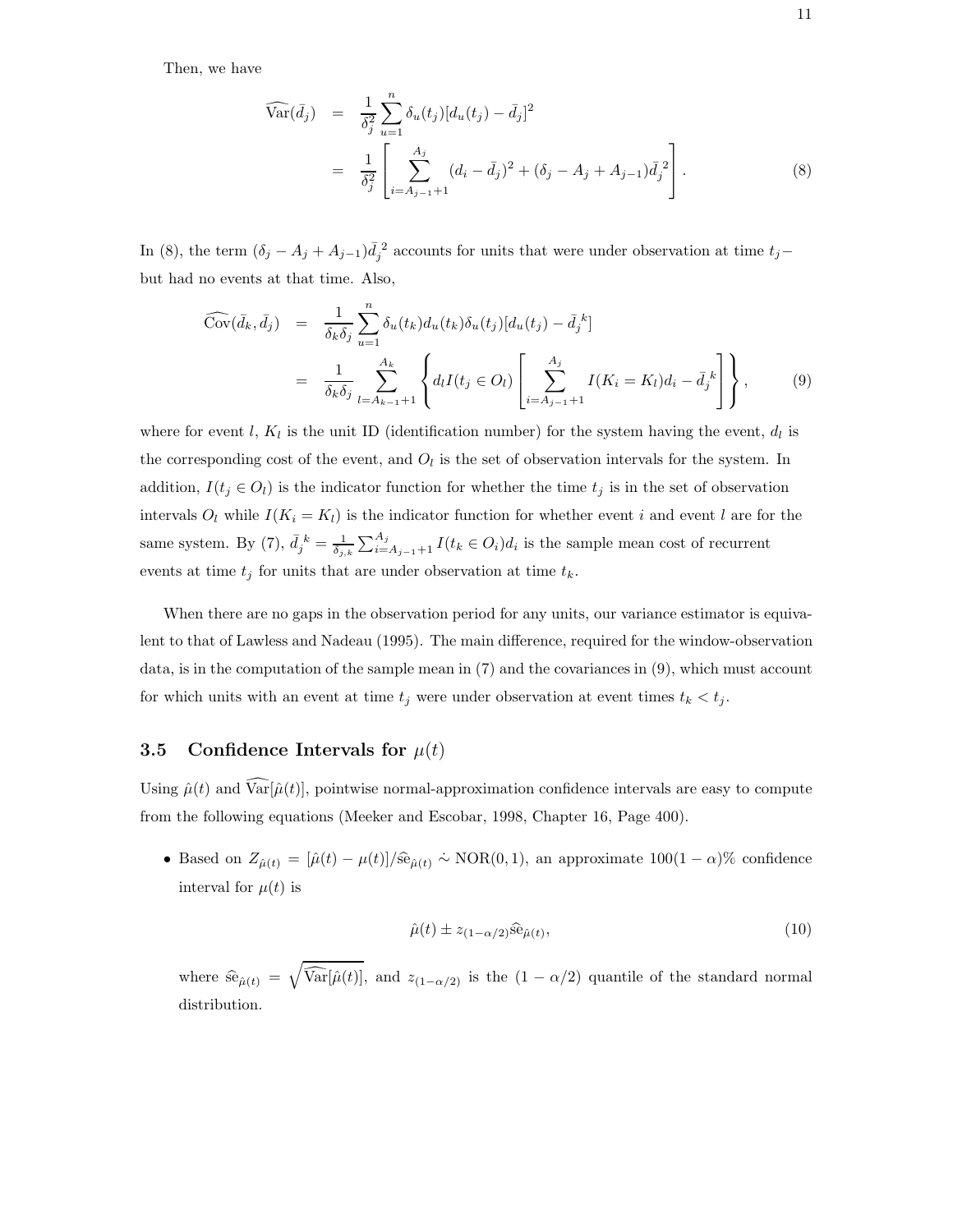Then, we have

$$
\begin{aligned}
\widehat{\mathrm{Var}}(\bar{d}_j) &= \frac{1}{\delta_j^2} \sum_{u=1}^{n} \delta_u(t_j)[d_u(t_j) - \bar{d}_j]^2 \\
&= \frac{1}{\delta_j^2} \left[ \sum_{i=A_{j-1}+1}^{A_j} (d_i - \bar{d}_j)^2 + (\delta_j - A_j + A_{j-1})\bar{d}_j^{\,2} \right].
\end{aligned} \tag{8}
$$

In (8), the term $(\delta_j - A_j + A_{j-1})\bar{d}_j^{\,2}$ accounts for units that were under observation at time $t_j-$ but had no events at that time. Also,

$$
\begin{aligned}
\widehat{\mathrm{Cov}}(\bar{d}_k, \bar{d}_j) &= \frac{1}{\delta_k \delta_j} \sum_{u=1}^{n} \delta_u(t_k) d_u(t_k) \delta_u(t_j)[d_u(t_j) - \bar{d}_j^{\,k}] \\
&= \frac{1}{\delta_k \delta_j} \sum_{l=A_{k-1}+1}^{A_k} \left\{ d_l I(t_j \in O_l) \left[ \sum_{i=A_{j-1}+1}^{A_j} I(K_i = K_l) d_i - \bar{d}_j^{\,k} \right] \right\},
\end{aligned} \tag{9}
$$

where for event $l$, $K_l$ is the unit ID (identification number) for the system having the event, $d_l$ is the corresponding cost of the event, and $O_l$ is the set of observation intervals for the system. In addition, $I(t_j \in O_l)$ is the indicator function for whether the time $t_j$ is in the set of observation intervals $O_l$ while $I(K_i = K_l)$ is the indicator function for whether event $i$ and event $l$ are for the same system. By (7), $\bar{d}_j^{\,k} = \frac{1}{\delta_{j,k}} \sum_{i=A_{j-1}+1}^{A_j} I(t_k \in O_i) d_i$ is the sample mean cost of recurrent events at time $t_j$ for units that are under observation at time $t_k$.

When there are no gaps in the observation period for any units, our variance estimator is equivalent to that of Lawless and Nadeau (1995). The main difference, required for the window-observation data, is in the computation of the sample mean in (7) and the covariances in (9), which must account for which units with an event at time $t_j$ were under observation at event times $t_k < t_j$.

### 3.5 Confidence Intervals for $\mu(t)$

Using $\hat{\mu}(t)$ and $\widehat{\mathrm{Var}}[\hat{\mu}(t)]$, pointwise normal-approximation confidence intervals are easy to compute from the following equations (Meeker and Escobar, 1998, Chapter 16, Page 400).

- Based on $Z_{\hat{\mu}(t)} = [\hat{\mu}(t) - \mu(t)]/\widehat{\mathrm{se}}_{\hat{\mu}(t)} \mathrel{\dot\sim} \mathrm{NOR}(0,1)$, an approximate $100(1-\alpha)\%$ confidence interval for $\mu(t)$ is

$$
\hat{\mu}(t) \pm z_{(1-\alpha/2)} \widehat{\mathrm{se}}_{\hat{\mu}(t)}, \tag{10}
$$

  where $\widehat{\mathrm{se}}_{\hat{\mu}(t)} = \sqrt{\widehat{\mathrm{Var}}[\hat{\mu}(t)]}$, and $z_{(1-\alpha/2)}$ is the $(1-\alpha/2)$ quantile of the standard normal distribution.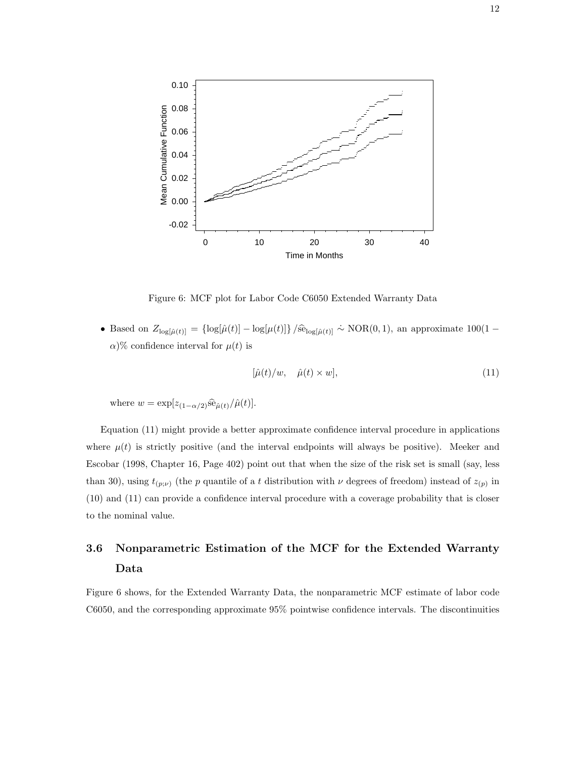Figure 6: MCF plot for Labor Code C6050 Extended Warranty Data

- Based on $Z_{\log[\hat{\mu}(t)]} = \{\log[\hat{\mu}(t)] - \log[\mu(t)]\} / \widehat{\text{se}}_{\log[\hat{\mu}(t)]} \dot{\sim} \text{NOR}(0, 1)$, an approximate $100(1 - \alpha)\%$ confidence interval for $\mu(t)$ is

$$[\hat{\mu}(t)/w, \quad \hat{\mu}(t) \times w], \tag{11}$$

  where $w = \exp[z_{(1-\alpha/2)} \widehat{\text{se}}_{\hat{\mu}(t)} / \hat{\mu}(t)]$.

Equation (11) might provide a better approximate confidence interval procedure in applications where $\mu(t)$ is strictly positive (and the interval endpoints will always be positive). Meeker and Escobar (1998, Chapter 16, Page 402) point out that when the size of the risk set is small (say, less than 30), using $t_{(p;\nu)}$ (the $p$ quantile of a $t$ distribution with $\nu$ degrees of freedom) instead of $z_{(p)}$ in (10) and (11) can provide a confidence interval procedure with a coverage probability that is closer to the nominal value.

### 3.6 Nonparametric Estimation of the MCF for the Extended Warranty Data

Figure 6 shows, for the Extended Warranty Data, the nonparametric MCF estimate of labor code C6050, and the corresponding approximate 95% pointwise confidence intervals. The discontinuities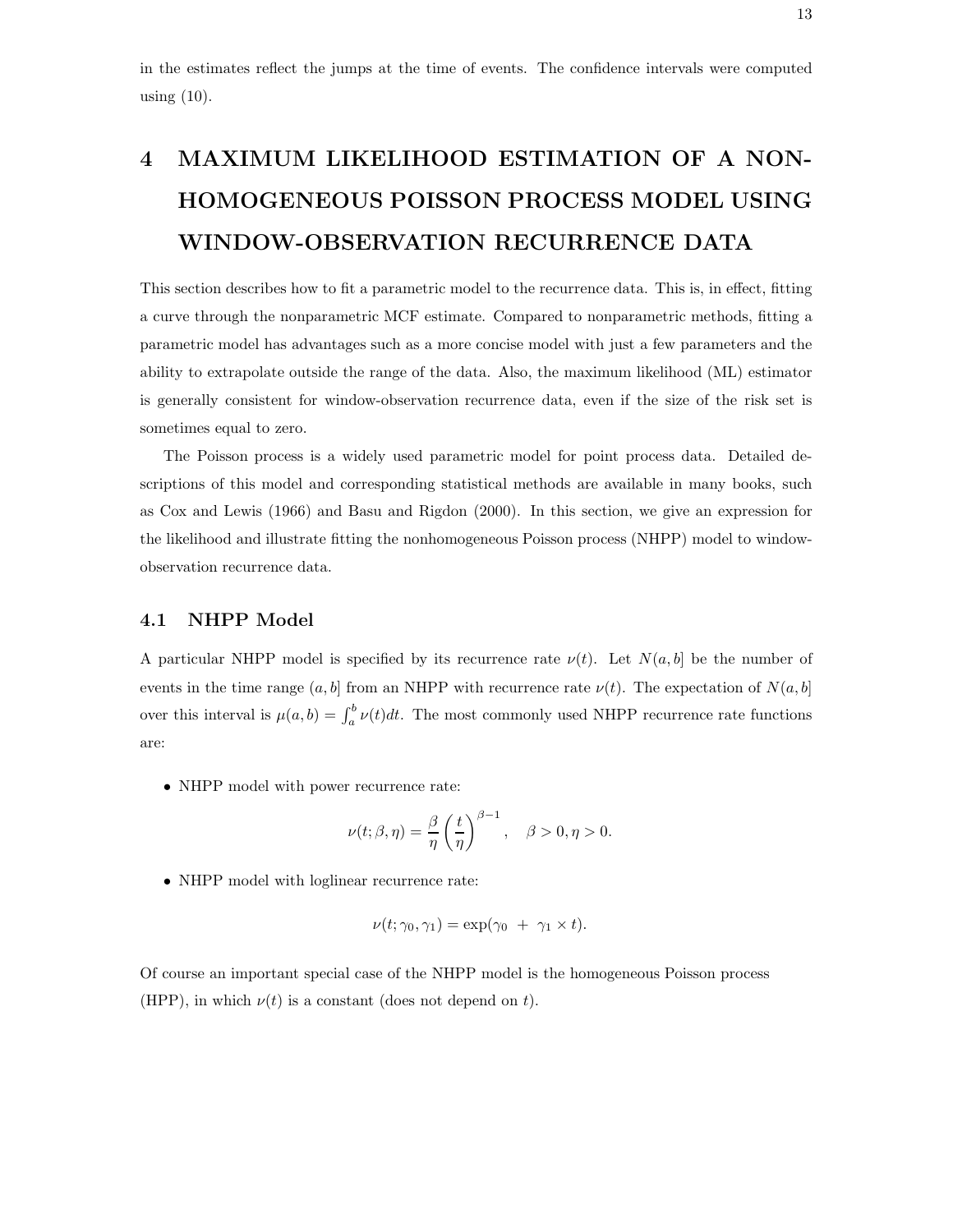in the estimates reflect the jumps at the time of events. The confidence intervals were computed using (10).

# 4 MAXIMUM LIKELIHOOD ESTIMATION OF A NON-HOMOGENEOUS POISSON PROCESS MODEL USING WINDOW-OBSERVATION RECURRENCE DATA

This section describes how to fit a parametric model to the recurrence data. This is, in effect, fitting a curve through the nonparametric MCF estimate. Compared to nonparametric methods, fitting a parametric model has advantages such as a more concise model with just a few parameters and the ability to extrapolate outside the range of the data. Also, the maximum likelihood (ML) estimator is generally consistent for window-observation recurrence data, even if the size of the risk set is sometimes equal to zero.

The Poisson process is a widely used parametric model for point process data. Detailed descriptions of this model and corresponding statistical methods are available in many books, such as Cox and Lewis (1966) and Basu and Rigdon (2000). In this section, we give an expression for the likelihood and illustrate fitting the nonhomogeneous Poisson process (NHPP) model to window-observation recurrence data.

## 4.1 NHPP Model

A particular NHPP model is specified by its recurrence rate $\nu(t)$. Let $N(a, b]$ be the number of events in the time range $(a, b]$ from an NHPP with recurrence rate $\nu(t)$. The expectation of $N(a, b]$ over this interval is $\mu(a, b) = \int_a^b \nu(t)dt$. The most commonly used NHPP recurrence rate functions are:

- NHPP model with power recurrence rate:

$$\nu(t; \beta, \eta) = \frac{\beta}{\eta}\left(\frac{t}{\eta}\right)^{\beta-1}, \quad \beta > 0, \eta > 0.$$

- NHPP model with loglinear recurrence rate:

$$\nu(t; \gamma_0, \gamma_1) = \exp(\gamma_0 \ + \ \gamma_1 \times t).$$

Of course an important special case of the NHPP model is the homogeneous Poisson process (HPP), in which $\nu(t)$ is a constant (does not depend on $t$).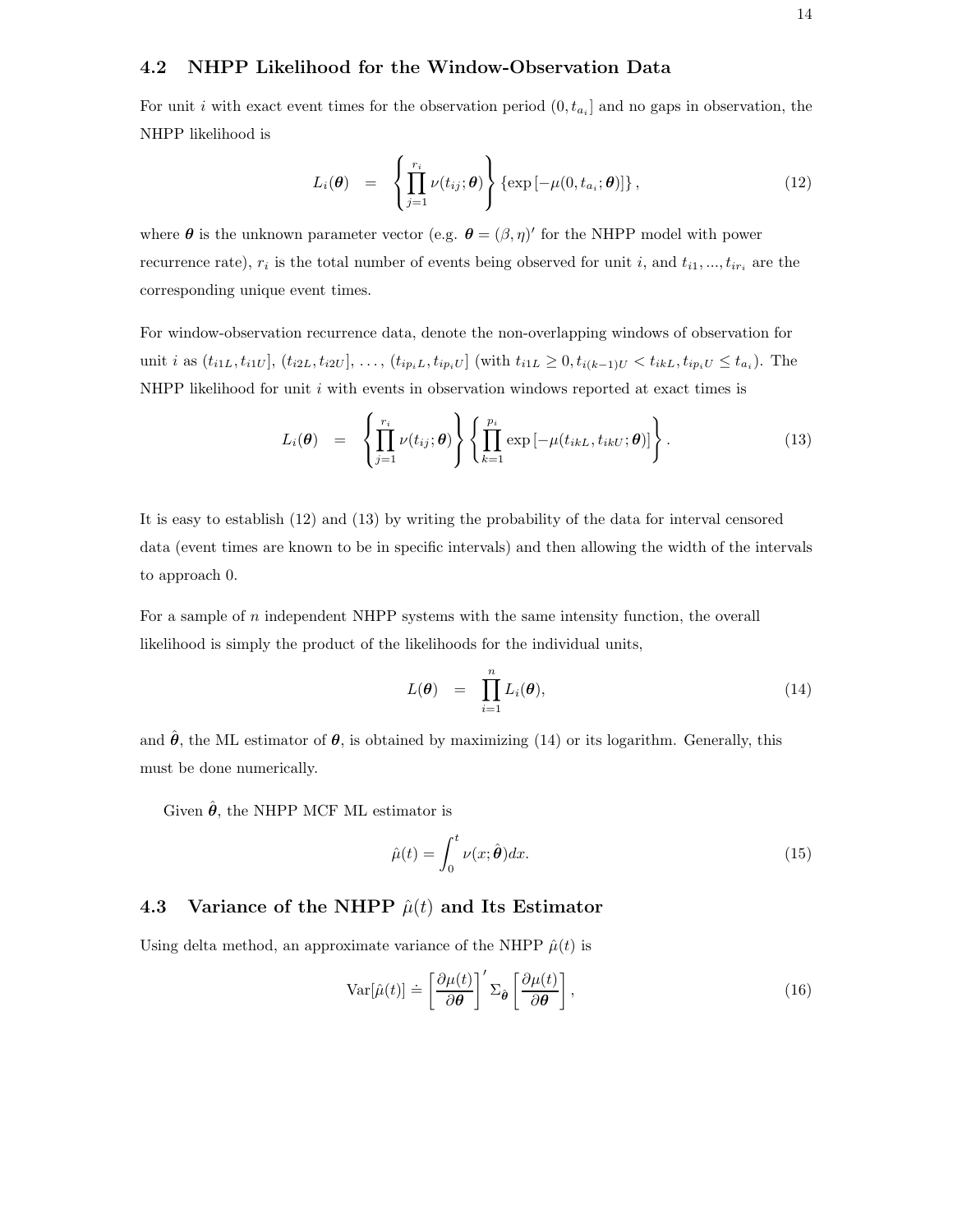### 4.2 NHPP Likelihood for the Window-Observation Data

For unit $i$ with exact event times for the observation period $(0, t_{a_i}]$ and no gaps in observation, the NHPP likelihood is

$$L_i(\boldsymbol{\theta}) = \left\{ \prod_{j=1}^{r_i} \nu(t_{ij}; \boldsymbol{\theta}) \right\} \left\{ \exp\left[-\mu(0, t_{a_i}; \boldsymbol{\theta})\right] \right\}, \tag{12}$$

where $\boldsymbol{\theta}$ is the unknown parameter vector (e.g. $\boldsymbol{\theta} = (\beta, \eta)'$ for the NHPP model with power recurrence rate), $r_i$ is the total number of events being observed for unit $i$, and $t_{i1}, ..., t_{ir_i}$ are the corresponding unique event times.

For window-observation recurrence data, denote the non-overlapping windows of observation for unit $i$ as $(t_{i1L}, t_{i1U}]$, $(t_{i2L}, t_{i2U}]$, ..., $(t_{ip_iL}, t_{ip_iU}]$ (with $t_{i1L} \geq 0, t_{i(k-1)U} < t_{ikL}, t_{ip_iU} \leq t_{a_i}$). The NHPP likelihood for unit $i$ with events in observation windows reported at exact times is

$$L_i(\boldsymbol{\theta}) = \left\{ \prod_{j=1}^{r_i} \nu(t_{ij}; \boldsymbol{\theta}) \right\} \left\{ \prod_{k=1}^{p_i} \exp\left[-\mu(t_{ikL}, t_{ikU}; \boldsymbol{\theta})\right] \right\}. \tag{13}$$

It is easy to establish (12) and (13) by writing the probability of the data for interval censored data (event times are known to be in specific intervals) and then allowing the width of the intervals to approach 0.

For a sample of $n$ independent NHPP systems with the same intensity function, the overall likelihood is simply the product of the likelihoods for the individual units,

$$L(\boldsymbol{\theta}) = \prod_{i=1}^{n} L_i(\boldsymbol{\theta}), \tag{14}$$

and $\hat{\boldsymbol{\theta}}$, the ML estimator of $\boldsymbol{\theta}$, is obtained by maximizing (14) or its logarithm. Generally, this must be done numerically.

Given $\hat{\boldsymbol{\theta}}$, the NHPP MCF ML estimator is

$$\hat{\mu}(t) = \int_0^t \nu(x; \hat{\boldsymbol{\theta}}) dx. \tag{15}$$

### 4.3 Variance of the NHPP $\hat{\mu}(t)$ and Its Estimator

Using delta method, an approximate variance of the NHPP $\hat{\mu}(t)$ is

$$\text{Var}[\hat{\mu}(t)] \doteq \left[\frac{\partial \mu(t)}{\partial \boldsymbol{\theta}}\right]' \Sigma_{\hat{\boldsymbol{\theta}}} \left[\frac{\partial \mu(t)}{\partial \boldsymbol{\theta}}\right], \tag{16}$$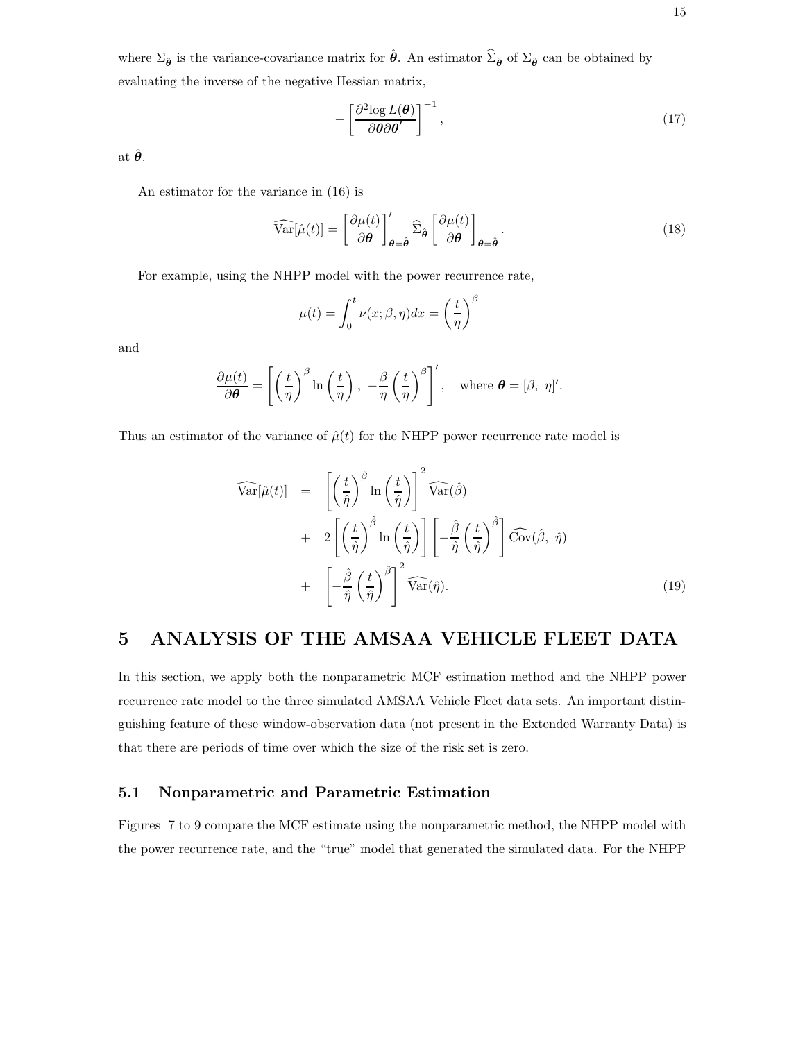where $\Sigma_{\hat{\boldsymbol{\theta}}}$ is the variance-covariance matrix for $\hat{\boldsymbol{\theta}}$. An estimator $\widehat{\Sigma}_{\hat{\boldsymbol{\theta}}}$ of $\Sigma_{\hat{\boldsymbol{\theta}}}$ can be obtained by evaluating the inverse of the negative Hessian matrix,

$$-\left[\frac{\partial^2 \log L(\boldsymbol{\theta})}{\partial \boldsymbol{\theta} \partial \boldsymbol{\theta}'}\right]^{-1}, \tag{17}$$

at $\hat{\boldsymbol{\theta}}$.

An estimator for the variance in (16) is

$$\widehat{\mathrm{Var}}[\hat{\mu}(t)] = \left[\frac{\partial \mu(t)}{\partial \boldsymbol{\theta}}\right]'_{\boldsymbol{\theta}=\hat{\boldsymbol{\theta}}} \widehat{\Sigma}_{\hat{\boldsymbol{\theta}}} \left[\frac{\partial \mu(t)}{\partial \boldsymbol{\theta}}\right]_{\boldsymbol{\theta}=\hat{\boldsymbol{\theta}}}. \tag{18}$$

For example, using the NHPP model with the power recurrence rate,

$$\mu(t) = \int_0^t \nu(x; \beta, \eta) dx = \left(\frac{t}{\eta}\right)^{\beta}$$

and

$$\frac{\partial \mu(t)}{\partial \boldsymbol{\theta}} = \left[\left(\frac{t}{\eta}\right)^{\beta} \ln\left(\frac{t}{\eta}\right),\ -\frac{\beta}{\eta}\left(\frac{t}{\eta}\right)^{\beta}\right]', \quad \text{where } \boldsymbol{\theta} = [\beta,\ \eta]'.$$

Thus an estimator of the variance of $\hat{\mu}(t)$ for the NHPP power recurrence rate model is

$$\begin{aligned}
\widehat{\mathrm{Var}}[\hat{\mu}(t)] &= \left[\left(\frac{t}{\hat{\eta}}\right)^{\hat{\beta}} \ln\left(\frac{t}{\hat{\eta}}\right)\right]^2 \widehat{\mathrm{Var}}(\hat{\beta}) \\
&+ 2\left[\left(\frac{t}{\hat{\eta}}\right)^{\hat{\beta}} \ln\left(\frac{t}{\hat{\eta}}\right)\right]\left[-\frac{\hat{\beta}}{\hat{\eta}}\left(\frac{t}{\hat{\eta}}\right)^{\hat{\beta}}\right] \widehat{\mathrm{Cov}}(\hat{\beta},\ \hat{\eta}) \\
&+ \left[-\frac{\hat{\beta}}{\hat{\eta}}\left(\frac{t}{\hat{\eta}}\right)^{\hat{\beta}}\right]^2 \widehat{\mathrm{Var}}(\hat{\eta}).
\end{aligned} \tag{19}$$

# 5 ANALYSIS OF THE AMSAA VEHICLE FLEET DATA

In this section, we apply both the nonparametric MCF estimation method and the NHPP power recurrence rate model to the three simulated AMSAA Vehicle Fleet data sets. An important distinguishing feature of these window-observation data (not present in the Extended Warranty Data) is that there are periods of time over which the size of the risk set is zero.

## 5.1 Nonparametric and Parametric Estimation

Figures 7 to 9 compare the MCF estimate using the nonparametric method, the NHPP model with the power recurrence rate, and the "true" model that generated the simulated data. For the NHPP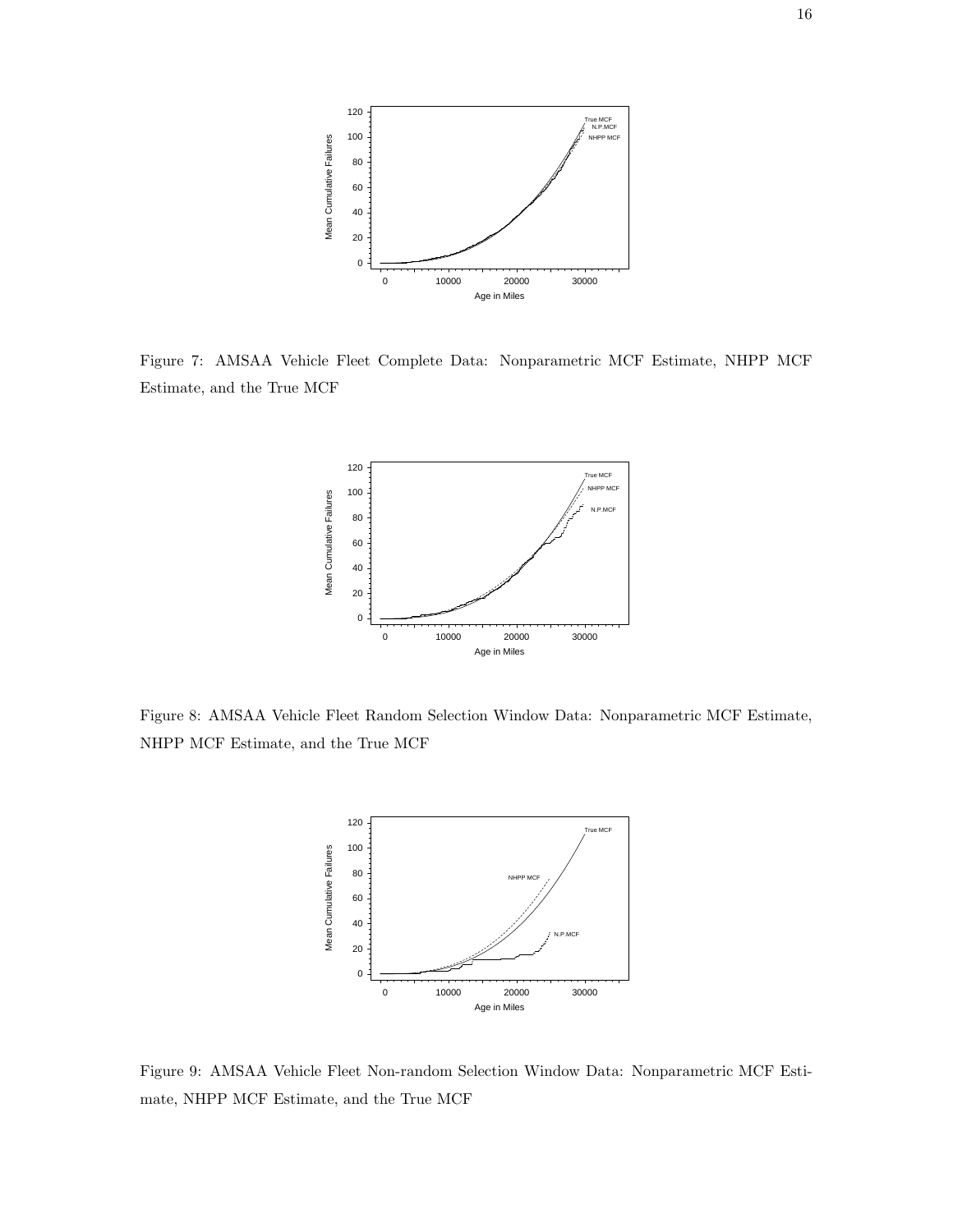Figure 7: AMSAA Vehicle Fleet Complete Data: Nonparametric MCF Estimate, NHPP MCF Estimate, and the True MCF

Figure 8: AMSAA Vehicle Fleet Random Selection Window Data: Nonparametric MCF Estimate, NHPP MCF Estimate, and the True MCF

Figure 9: AMSAA Vehicle Fleet Non-random Selection Window Data: Nonparametric MCF Estimate, NHPP MCF Estimate, and the True MCF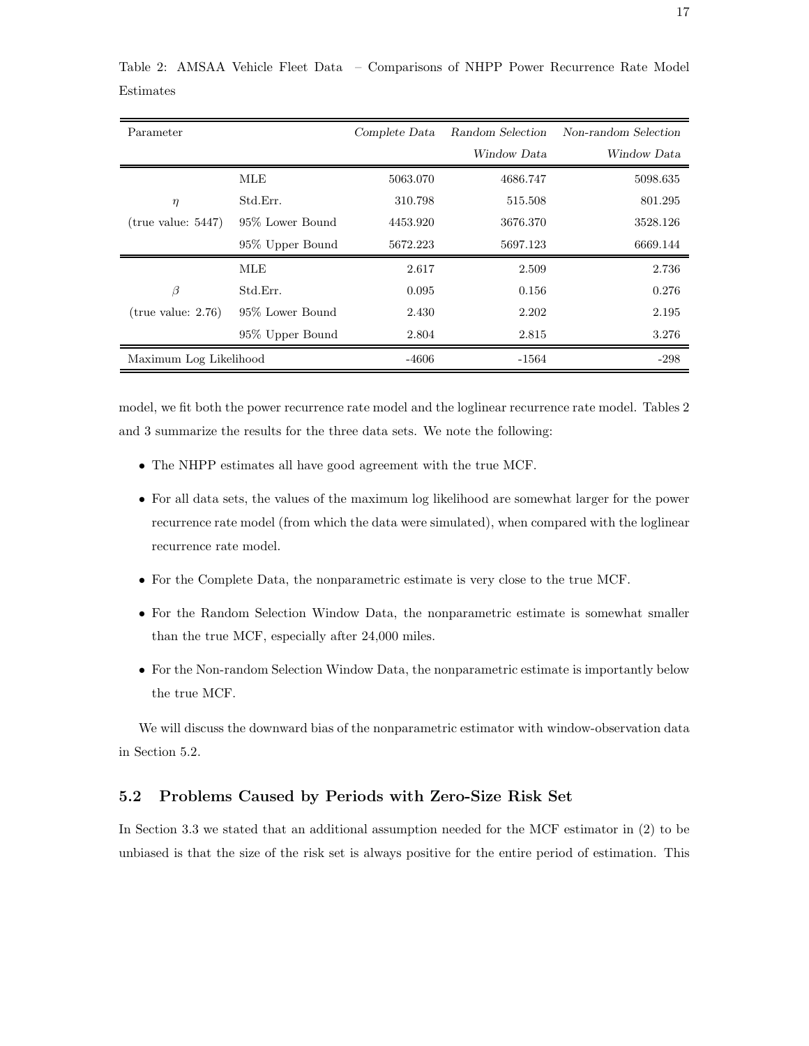Table 2: AMSAA Vehicle Fleet Data – Comparisons of NHPP Power Recurrence Rate Model Estimates

| Parameter | | *Complete Data* | *Random Selection Window Data* | *Non-random Selection Window Data* |
|---|---|---|---|---|
| | MLE | 5063.070 | 4686.747 | 5098.635 |
| $\eta$ | Std.Err. | 310.798 | 515.508 | 801.295 |
| (true value: 5447) | 95% Lower Bound | 4453.920 | 3676.370 | 3528.126 |
| | 95% Upper Bound | 5672.223 | 5697.123 | 6669.144 |
| | MLE | 2.617 | 2.509 | 2.736 |
| $\beta$ | Std.Err. | 0.095 | 0.156 | 0.276 |
| (true value: 2.76) | 95% Lower Bound | 2.430 | 2.202 | 2.195 |
| | 95% Upper Bound | 2.804 | 2.815 | 3.276 |
| Maximum Log Likelihood | | -4606 | -1564 | -298 |

model, we fit both the power recurrence rate model and the loglinear recurrence rate model. Tables 2 and 3 summarize the results for the three data sets. We note the following:

- The NHPP estimates all have good agreement with the true MCF.
- For all data sets, the values of the maximum log likelihood are somewhat larger for the power recurrence rate model (from which the data were simulated), when compared with the loglinear recurrence rate model.
- For the Complete Data, the nonparametric estimate is very close to the true MCF.
- For the Random Selection Window Data, the nonparametric estimate is somewhat smaller than the true MCF, especially after 24,000 miles.
- For the Non-random Selection Window Data, the nonparametric estimate is importantly below the true MCF.

We will discuss the downward bias of the nonparametric estimator with window-observation data in Section 5.2.

### 5.2 Problems Caused by Periods with Zero-Size Risk Set

In Section 3.3 we stated that an additional assumption needed for the MCF estimator in (2) to be unbiased is that the size of the risk set is always positive for the entire period of estimation. This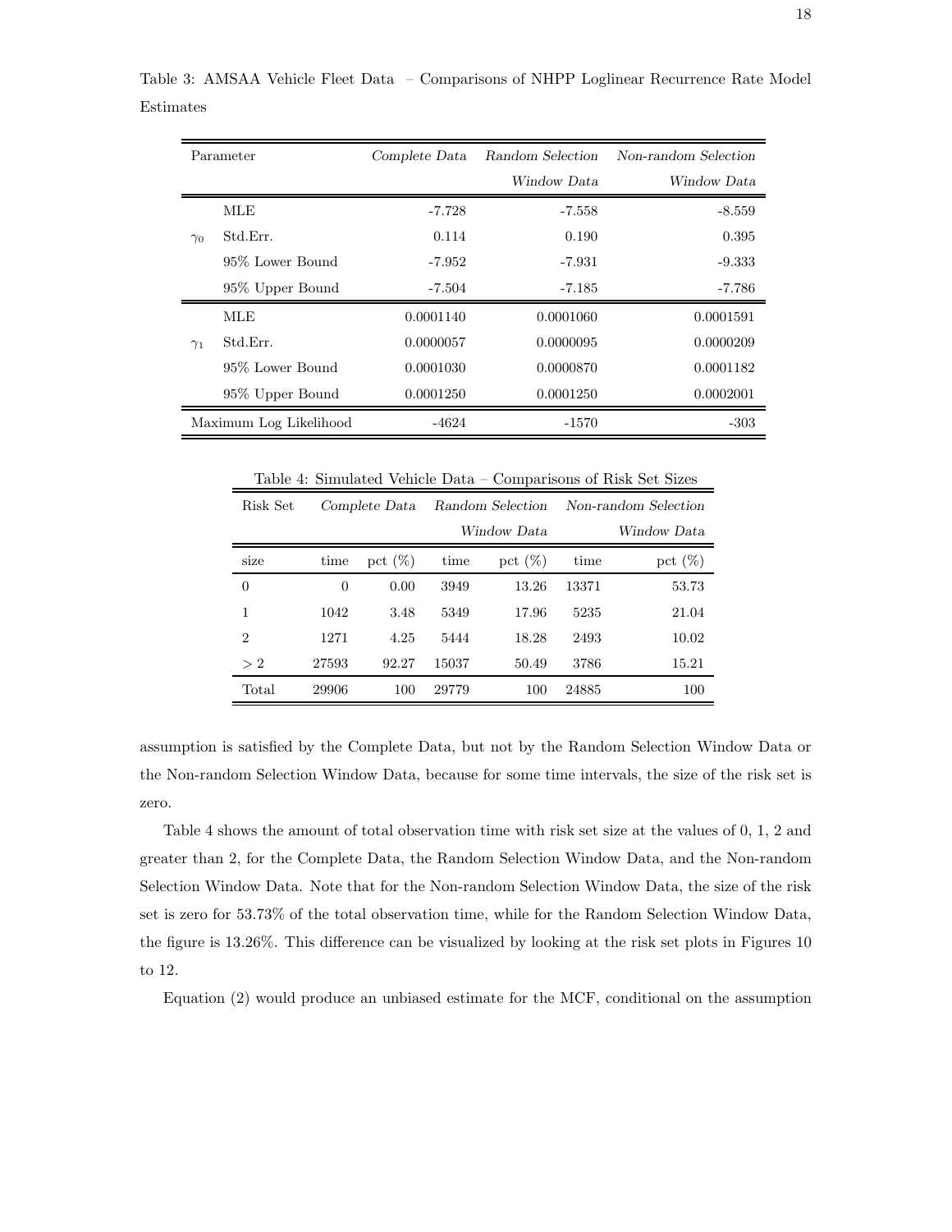Table 3: AMSAA Vehicle Fleet Data – Comparisons of NHPP Loglinear Recurrence Rate Model Estimates

| Parameter | | *Complete Data* | *Random Selection Window Data* | *Non-random Selection Window Data* |
|---|---|---|---|---|
| $\gamma_0$ | MLE | -7.728 | -7.558 | -8.559 |
| | Std.Err. | 0.114 | 0.190 | 0.395 |
| | 95% Lower Bound | -7.952 | -7.931 | -9.333 |
| | 95% Upper Bound | -7.504 | -7.185 | -7.786 |
| $\gamma_1$ | MLE | 0.0001140 | 0.0001060 | 0.0001591 |
| | Std.Err. | 0.0000057 | 0.0000095 | 0.0000209 |
| | 95% Lower Bound | 0.0001030 | 0.0000870 | 0.0001182 |
| | 95% Upper Bound | 0.0001250 | 0.0001250 | 0.0002001 |
| Maximum Log Likelihood | | -4624 | -1570 | -303 |

Table 4: Simulated Vehicle Data – Comparisons of Risk Set Sizes

| Risk Set | *Complete Data* | | *Random Selection Window Data* | | *Non-random Selection Window Data* | |
|---|---|---|---|---|---|---|
| size | time | pct (%) | time | pct (%) | time | pct (%) |
| 0 | 0 | 0.00 | 3949 | 13.26 | 13371 | 53.73 |
| 1 | 1042 | 3.48 | 5349 | 17.96 | 5235 | 21.04 |
| 2 | 1271 | 4.25 | 5444 | 18.28 | 2493 | 10.02 |
| $> 2$ | 27593 | 92.27 | 15037 | 50.49 | 3786 | 15.21 |
| Total | 29906 | 100 | 29779 | 100 | 24885 | 100 |

assumption is satisfied by the Complete Data, but not by the Random Selection Window Data or the Non-random Selection Window Data, because for some time intervals, the size of the risk set is zero.

Table 4 shows the amount of total observation time with risk set size at the values of 0, 1, 2 and greater than 2, for the Complete Data, the Random Selection Window Data, and the Non-random Selection Window Data. Note that for the Non-random Selection Window Data, the size of the risk set is zero for 53.73% of the total observation time, while for the Random Selection Window Data, the figure is 13.26%. This difference can be visualized by looking at the risk set plots in Figures 10 to 12.

Equation (2) would produce an unbiased estimate for the MCF, conditional on the assumption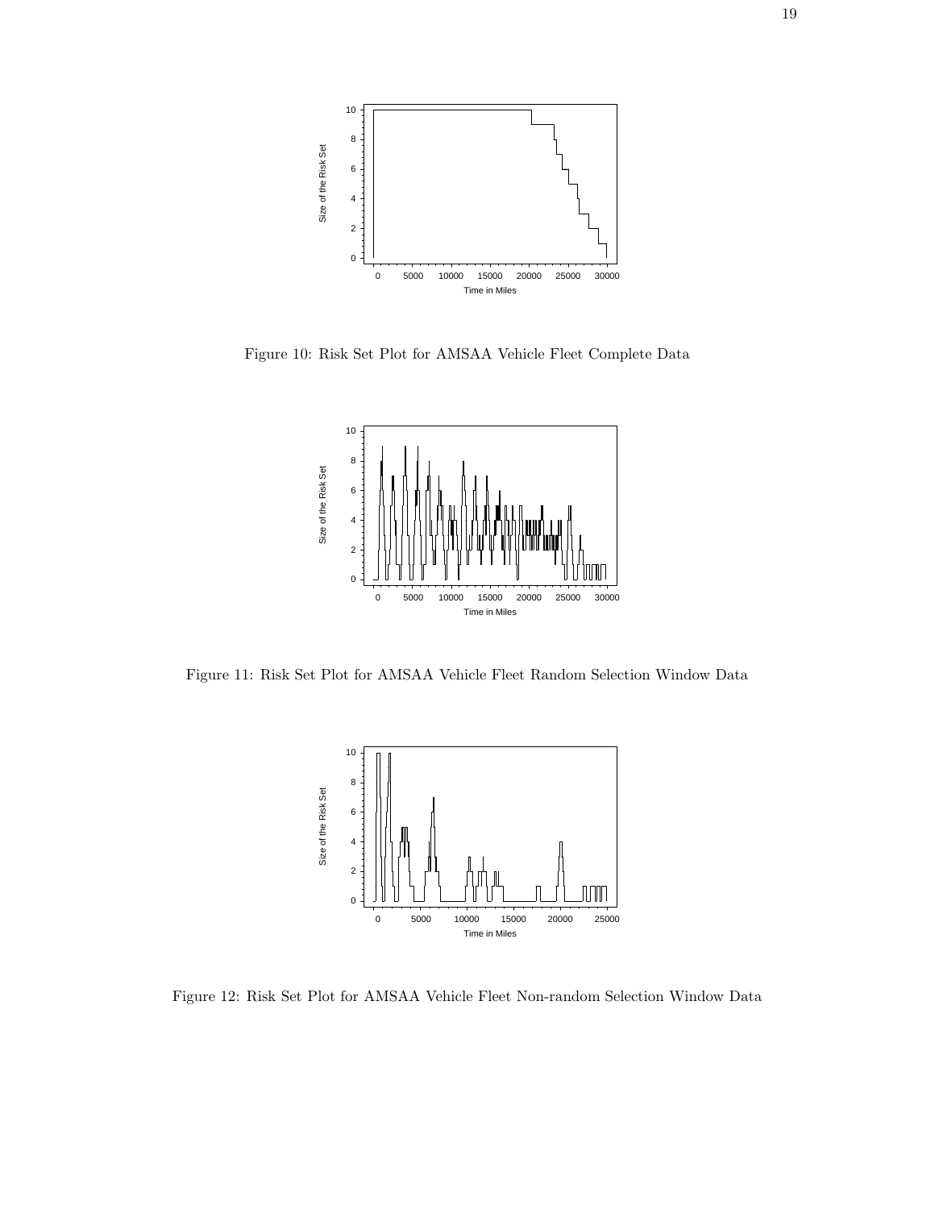Figure 10: Risk Set Plot for AMSAA Vehicle Fleet Complete Data

Figure 11: Risk Set Plot for AMSAA Vehicle Fleet Random Selection Window Data

Figure 12: Risk Set Plot for AMSAA Vehicle Fleet Non-random Selection Window Data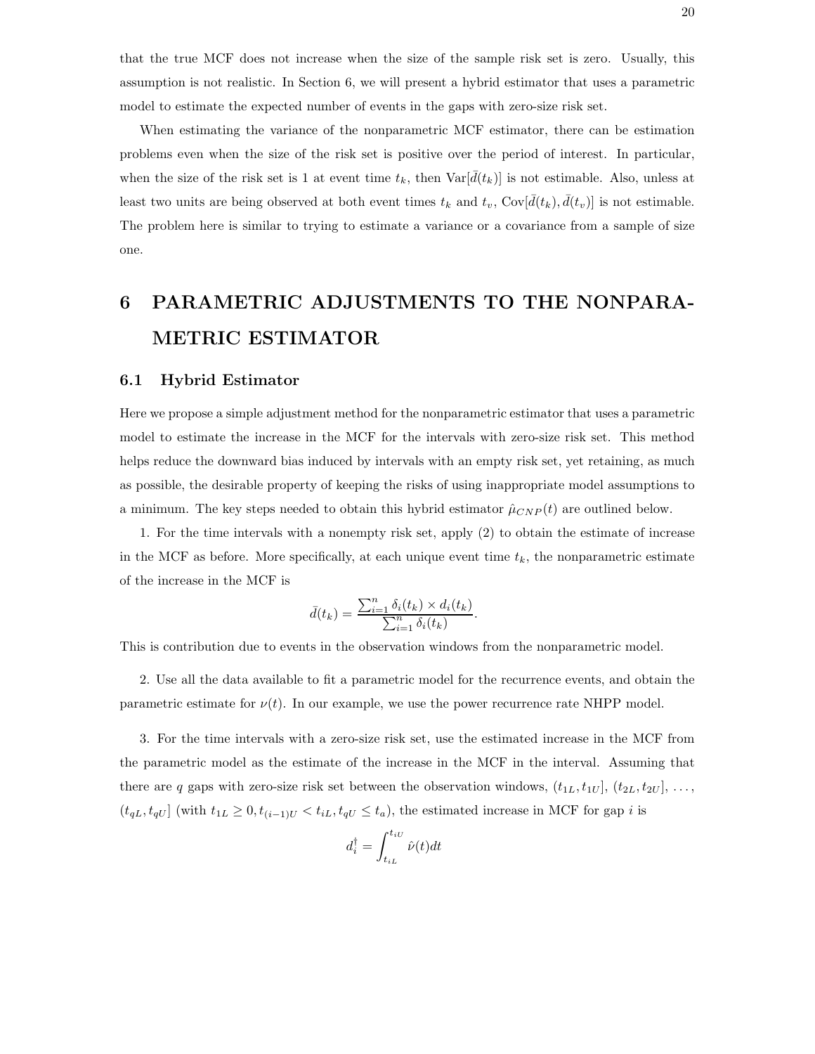that the true MCF does not increase when the size of the sample risk set is zero. Usually, this assumption is not realistic. In Section 6, we will present a hybrid estimator that uses a parametric model to estimate the expected number of events in the gaps with zero-size risk set.

When estimating the variance of the nonparametric MCF estimator, there can be estimation problems even when the size of the risk set is positive over the period of interest. In particular, when the size of the risk set is 1 at event time $t_k$, then $\text{Var}[\bar{d}(t_k)]$ is not estimable. Also, unless at least two units are being observed at both event times $t_k$ and $t_v$, $\text{Cov}[\bar{d}(t_k), \bar{d}(t_v)]$ is not estimable. The problem here is similar to trying to estimate a variance or a covariance from a sample of size one.

# 6 PARAMETRIC ADJUSTMENTS TO THE NONPARAMETRIC ESTIMATOR

## 6.1 Hybrid Estimator

Here we propose a simple adjustment method for the nonparametric estimator that uses a parametric model to estimate the increase in the MCF for the intervals with zero-size risk set. This method helps reduce the downward bias induced by intervals with an empty risk set, yet retaining, as much as possible, the desirable property of keeping the risks of using inappropriate model assumptions to a minimum. The key steps needed to obtain this hybrid estimator $\hat{\mu}_{CNP}(t)$ are outlined below.

1. For the time intervals with a nonempty risk set, apply (2) to obtain the estimate of increase in the MCF as before. More specifically, at each unique event time $t_k$, the nonparametric estimate of the increase in the MCF is

$$\bar{d}(t_k) = \frac{\sum_{i=1}^{n} \delta_i(t_k) \times d_i(t_k)}{\sum_{i=1}^{n} \delta_i(t_k)}.$$

This is contribution due to events in the observation windows from the nonparametric model.

2. Use all the data available to fit a parametric model for the recurrence events, and obtain the parametric estimate for $\nu(t)$. In our example, we use the power recurrence rate NHPP model.

3. For the time intervals with a zero-size risk set, use the estimated increase in the MCF from the parametric model as the estimate of the increase in the MCF in the interval. Assuming that there are $q$ gaps with zero-size risk set between the observation windows, $(t_{1L}, t_{1U}]$, $(t_{2L}, t_{2U}]$, $\ldots$, $(t_{qL}, t_{qU}]$ (with $t_{1L} \geq 0, t_{(i-1)U} < t_{iL}, t_{qU} \leq t_a$), the estimated increase in MCF for gap $i$ is

$$d_i^{\dagger} = \int_{t_{iL}}^{t_{iU}} \hat{\nu}(t)dt$$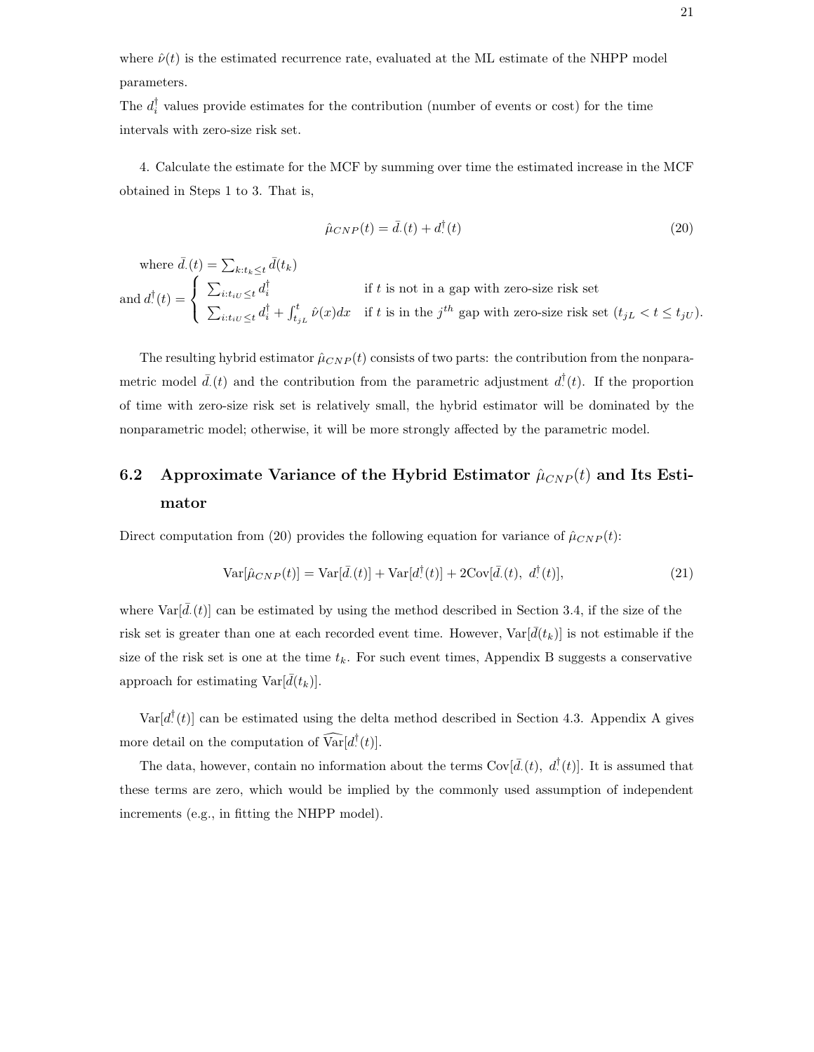where $\hat{\nu}(t)$ is the estimated recurrence rate, evaluated at the ML estimate of the NHPP model parameters.

The $d_i^\dagger$ values provide estimates for the contribution (number of events or cost) for the time intervals with zero-size risk set.

4. Calculate the estimate for the MCF by summing over time the estimated increase in the MCF obtained in Steps 1 to 3. That is,

$$\hat{\mu}_{CNP}(t) = \bar{d}_\cdot(t) + d_\cdot^\dagger(t) \tag{20}$$

where $\bar{d}_\cdot(t) = \sum_{k:t_k \leq t} \bar{d}(t_k)$

and $d_\cdot^\dagger(t) = \begin{cases} \sum_{i:t_{iU} \leq t} d_i^\dagger & \text{if } t \text{ is not in a gap with zero-size risk set} \\ \sum_{i:t_{iU} \leq t} d_i^\dagger + \int_{t_{jL}}^{t} \hat{\nu}(x)dx & \text{if } t \text{ is in the } j^{th} \text{ gap with zero-size risk set } (t_{jL} < t \leq t_{jU}). \end{cases}$

The resulting hybrid estimator $\hat{\mu}_{CNP}(t)$ consists of two parts: the contribution from the nonparametric model $\bar{d}_\cdot(t)$ and the contribution from the parametric adjustment $d_\cdot^\dagger(t)$. If the proportion of time with zero-size risk set is relatively small, the hybrid estimator will be dominated by the nonparametric model; otherwise, it will be more strongly affected by the parametric model.

## 6.2 Approximate Variance of the Hybrid Estimator $\hat{\mu}_{CNP}(t)$ and Its Estimator

Direct computation from (20) provides the following equation for variance of $\hat{\mu}_{CNP}(t)$:

$$\text{Var}[\hat{\mu}_{CNP}(t)] = \text{Var}[\bar{d}_\cdot(t)] + \text{Var}[d_\cdot^\dagger(t)] + 2\text{Cov}[\bar{d}_\cdot(t),\ d_\cdot^\dagger(t)], \tag{21}$$

where $\text{Var}[\bar{d}_\cdot(t)]$ can be estimated by using the method described in Section 3.4, if the size of the risk set is greater than one at each recorded event time. However, $\text{Var}[\bar{d}(t_k)]$ is not estimable if the size of the risk set is one at the time $t_k$. For such event times, Appendix B suggests a conservative approach for estimating $\text{Var}[\bar{d}(t_k)]$.

$\text{Var}[d_\cdot^\dagger(t)]$ can be estimated using the delta method described in Section 4.3. Appendix A gives more detail on the computation of $\widehat{\text{Var}}[d_\cdot^\dagger(t)]$.

The data, however, contain no information about the terms $\text{Cov}[\bar{d}_\cdot(t),\ d_\cdot^\dagger(t)]$. It is assumed that these terms are zero, which would be implied by the commonly used assumption of independent increments (e.g., in fitting the NHPP model).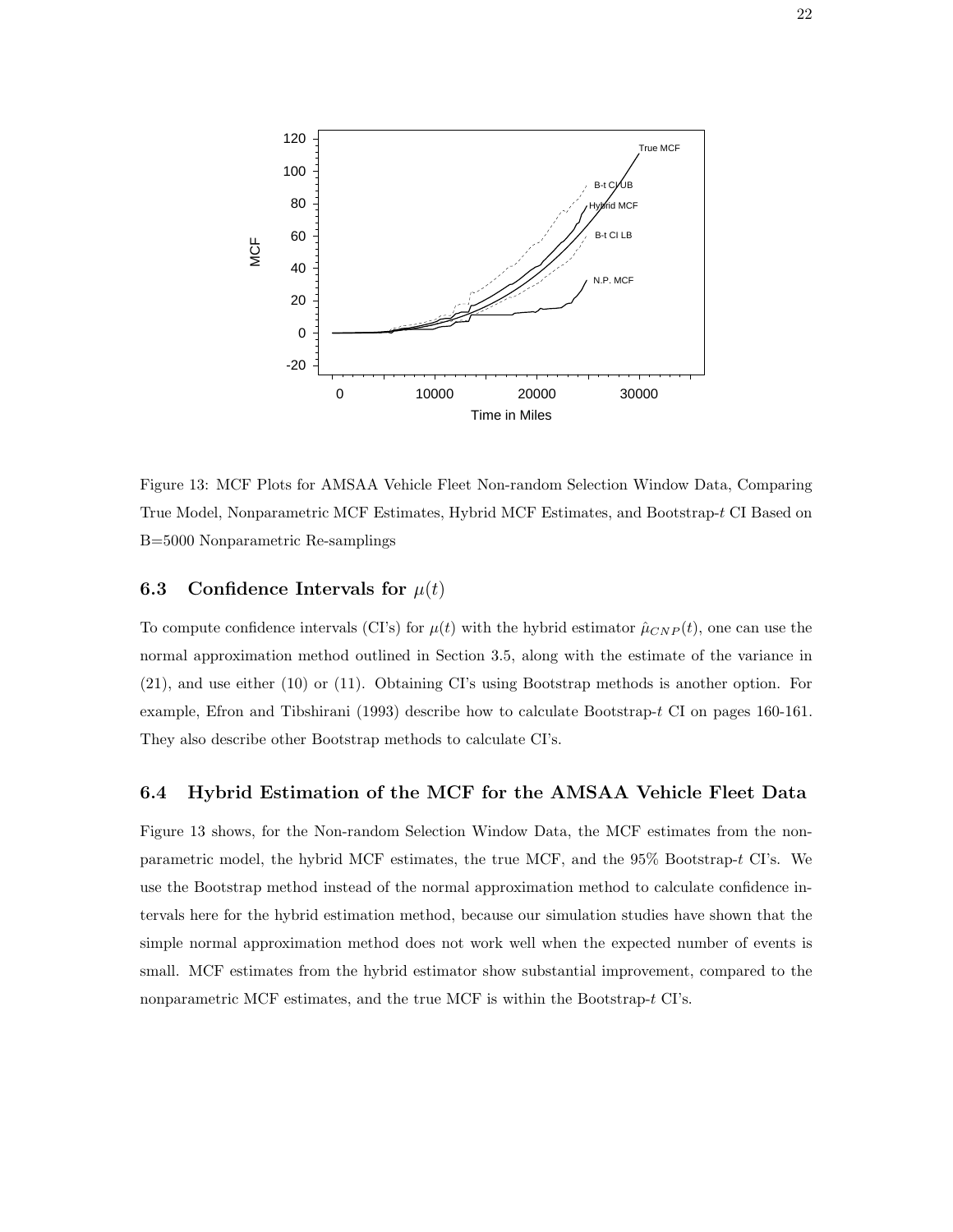Figure 13: MCF Plots for AMSAA Vehicle Fleet Non-random Selection Window Data, Comparing True Model, Nonparametric MCF Estimates, Hybrid MCF Estimates, and Bootstrap-$t$ CI Based on B=5000 Nonparametric Re-samplings

### 6.3 Confidence Intervals for $\mu(t)$

To compute confidence intervals (CI's) for $\mu(t)$ with the hybrid estimator $\hat{\mu}_{CNP}(t)$, one can use the normal approximation method outlined in Section 3.5, along with the estimate of the variance in (21), and use either (10) or (11). Obtaining CI's using Bootstrap methods is another option. For example, Efron and Tibshirani (1993) describe how to calculate Bootstrap-$t$ CI on pages 160-161. They also describe other Bootstrap methods to calculate CI's.

### 6.4 Hybrid Estimation of the MCF for the AMSAA Vehicle Fleet Data

Figure 13 shows, for the Non-random Selection Window Data, the MCF estimates from the non-parametric model, the hybrid MCF estimates, the true MCF, and the 95% Bootstrap-$t$ CI's. We use the Bootstrap method instead of the normal approximation method to calculate confidence intervals here for the hybrid estimation method, because our simulation studies have shown that the simple normal approximation method does not work well when the expected number of events is small. MCF estimates from the hybrid estimator show substantial improvement, compared to the nonparametric MCF estimates, and the true MCF is within the Bootstrap-$t$ CI's.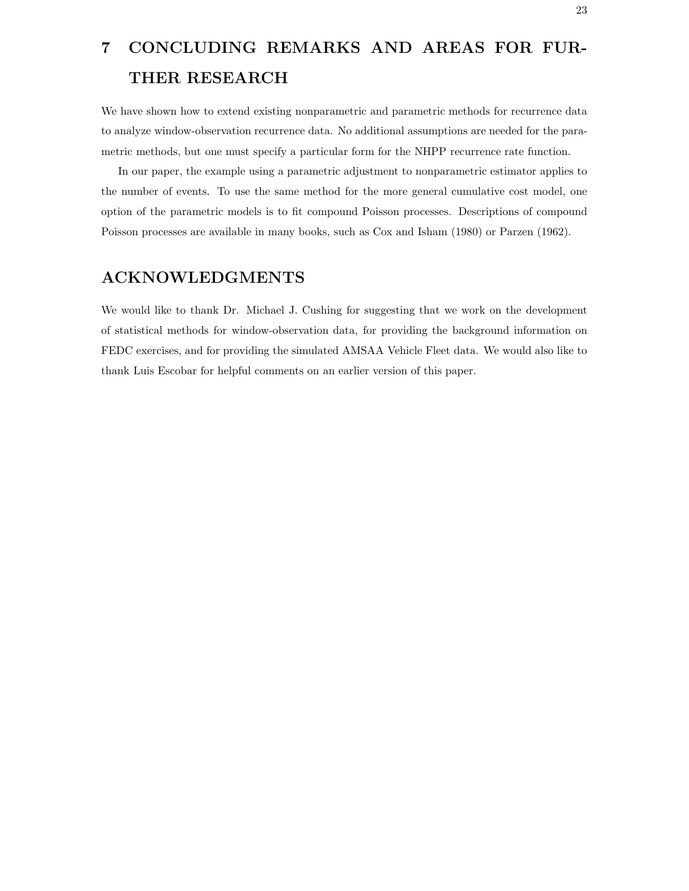# 7 CONCLUDING REMARKS AND AREAS FOR FURTHER RESEARCH

We have shown how to extend existing nonparametric and parametric methods for recurrence data to analyze window-observation recurrence data. No additional assumptions are needed for the parametric methods, but one must specify a particular form for the NHPP recurrence rate function.

In our paper, the example using a parametric adjustment to nonparametric estimator applies to the number of events. To use the same method for the more general cumulative cost model, one option of the parametric models is to fit compound Poisson processes. Descriptions of compound Poisson processes are available in many books, such as Cox and Isham (1980) or Parzen (1962).

# ACKNOWLEDGMENTS

We would like to thank Dr. Michael J. Cushing for suggesting that we work on the development of statistical methods for window-observation data, for providing the background information on FEDC exercises, and for providing the simulated AMSAA Vehicle Fleet data. We would also like to thank Luis Escobar for helpful comments on an earlier version of this paper.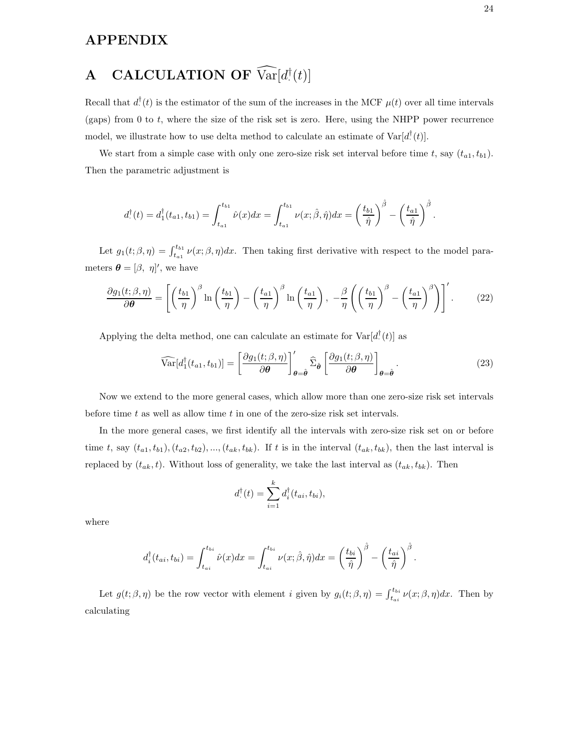# APPENDIX

## A CALCULATION OF $\widehat{\text{Var}}[d_{\cdot}^{\dagger}(t)]$

Recall that $d_{\cdot}^{\dagger}(t)$ is the estimator of the sum of the increases in the MCF $\mu(t)$ over all time intervals (gaps) from 0 to $t$, where the size of the risk set is zero. Here, using the NHPP power recurrence model, we illustrate how to use delta method to calculate an estimate of $\text{Var}[d_{\cdot}^{\dagger}(t)]$.

We start from a simple case with only one zero-size risk set interval before time $t$, say $(t_{a1}, t_{b1})$. Then the parametric adjustment is

$$d_{\cdot}^{\dagger}(t) = d_1^{\dagger}(t_{a1}, t_{b1}) = \int_{t_{a1}}^{t_{b1}} \hat{\nu}(x)dx = \int_{t_{a1}}^{t_{b1}} \nu(x; \hat{\beta}, \hat{\eta})dx = \left(\frac{t_{b1}}{\hat{\eta}}\right)^{\hat{\beta}} - \left(\frac{t_{a1}}{\hat{\eta}}\right)^{\hat{\beta}}.$$

Let $g_1(t; \beta, \eta) = \int_{t_{a1}}^{t_{b1}} \nu(x; \beta, \eta)dx$. Then taking first derivative with respect to the model parameters $\boldsymbol{\theta} = [\beta,\ \eta]'$, we have

$$\frac{\partial g_1(t; \beta, \eta)}{\partial \boldsymbol{\theta}} = \left[\left(\frac{t_{b1}}{\eta}\right)^{\beta} \ln\left(\frac{t_{b1}}{\eta}\right) - \left(\frac{t_{a1}}{\eta}\right)^{\beta} \ln\left(\frac{t_{a1}}{\eta}\right),\ -\frac{\beta}{\eta}\left(\left(\frac{t_{b1}}{\eta}\right)^{\beta} - \left(\frac{t_{a1}}{\eta}\right)^{\beta}\right)\right]'. \tag{22}$$

Applying the delta method, one can calculate an estimate for $\text{Var}[d_{\cdot}^{\dagger}(t)]$ as

$$\widehat{\text{Var}}[d_1^{\dagger}(t_{a1}, t_{b1})] = \left[\frac{\partial g_1(t; \beta, \eta)}{\partial \boldsymbol{\theta}}\right]'_{\boldsymbol{\theta}=\hat{\boldsymbol{\theta}}} \widehat{\Sigma}_{\hat{\boldsymbol{\theta}}} \left[\frac{\partial g_1(t; \beta, \eta)}{\partial \boldsymbol{\theta}}\right]_{\boldsymbol{\theta}=\hat{\boldsymbol{\theta}}}. \tag{23}$$

Now we extend to the more general cases, which allow more than one zero-size risk set intervals before time $t$ as well as allow time $t$ in one of the zero-size risk set intervals.

In the more general cases, we first identify all the intervals with zero-size risk set on or before time $t$, say $(t_{a1}, t_{b1}), (t_{a2}, t_{b2}), ..., (t_{ak}, t_{bk})$. If $t$ is in the interval $(t_{ak}, t_{bk})$, then the last interval is replaced by $(t_{ak}, t)$. Without loss of generality, we take the last interval as $(t_{ak}, t_{bk})$. Then

$$d_{\cdot}^{\dagger}(t) = \sum_{i=1}^{k} d_i^{\dagger}(t_{ai}, t_{bi}),$$

where

$$d_i^{\dagger}(t_{ai}, t_{bi}) = \int_{t_{ai}}^{t_{bi}} \hat{\nu}(x)dx = \int_{t_{ai}}^{t_{bi}} \nu(x; \hat{\beta}, \hat{\eta})dx = \left(\frac{t_{bi}}{\hat{\eta}}\right)^{\hat{\beta}} - \left(\frac{t_{ai}}{\hat{\eta}}\right)^{\hat{\beta}}.$$

Let $g(t; \beta, \eta)$ be the row vector with element $i$ given by $g_i(t; \beta, \eta) = \int_{t_{ai}}^{t_{bi}} \nu(x; \beta, \eta)dx$. Then by calculating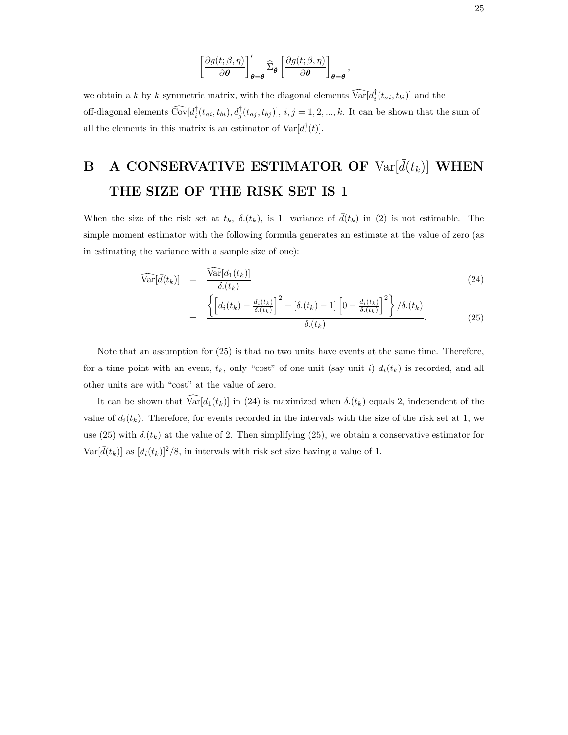$$\left[\frac{\partial g(t;\beta,\eta)}{\partial \boldsymbol{\theta}}\right]'_{\boldsymbol{\theta}=\hat{\boldsymbol{\theta}}} \widehat{\Sigma}_{\hat{\boldsymbol{\theta}}} \left[\frac{\partial g(t;\beta,\eta)}{\partial \boldsymbol{\theta}}\right]_{\boldsymbol{\theta}=\hat{\boldsymbol{\theta}}},$$

we obtain a $k$ by $k$ symmetric matrix, with the diagonal elements $\widehat{\mathrm{Var}}[d_i^{\dagger}(t_{ai}, t_{bi})]$ and the off-diagonal elements $\widehat{\mathrm{Cov}}[d_i^{\dagger}(t_{ai}, t_{bi}), d_j^{\dagger}(t_{aj}, t_{bj})]$, $i, j = 1, 2, ..., k$. It can be shown that the sum of all the elements in this matrix is an estimator of $\mathrm{Var}[d_{\cdot}^{\dagger}(t)]$.

# B A CONSERVATIVE ESTIMATOR OF $\mathrm{Var}[\bar{d}(t_k)]$ WHEN THE SIZE OF THE RISK SET IS 1

When the size of the risk set at $t_k$, $\delta_{\cdot}(t_k)$, is 1, variance of $\bar{d}(t_k)$ in (2) is not estimable. The simple moment estimator with the following formula generates an estimate at the value of zero (as in estimating the variance with a sample size of one):

$$\widehat{\mathrm{Var}}[\bar{d}(t_k)] = \frac{\widehat{\mathrm{Var}}[d_1(t_k)]}{\delta_{\cdot}(t_k)} \tag{24}$$

$$= \frac{\left\{\left[d_i(t_k) - \frac{d_i(t_k)}{\delta_{\cdot}(t_k)}\right]^2 + [\delta_{\cdot}(t_k) - 1]\left[0 - \frac{d_i(t_k)}{\delta_{\cdot}(t_k)}\right]^2\right\} / \delta_{\cdot}(t_k)}{\delta_{\cdot}(t_k)}. \tag{25}$$

Note that an assumption for (25) is that no two units have events at the same time. Therefore, for a time point with an event, $t_k$, only "cost" of one unit (say unit $i$) $d_i(t_k)$ is recorded, and all other units are with "cost" at the value of zero.

It can be shown that $\widehat{\mathrm{Var}}[d_1(t_k)]$ in (24) is maximized when $\delta_{\cdot}(t_k)$ equals 2, independent of the value of $d_i(t_k)$. Therefore, for events recorded in the intervals with the size of the risk set at 1, we use (25) with $\delta_{\cdot}(t_k)$ at the value of 2. Then simplifying (25), we obtain a conservative estimator for $\mathrm{Var}[\bar{d}(t_k)]$ as $[d_i(t_k)]^2/8$, in intervals with risk set size having a value of 1.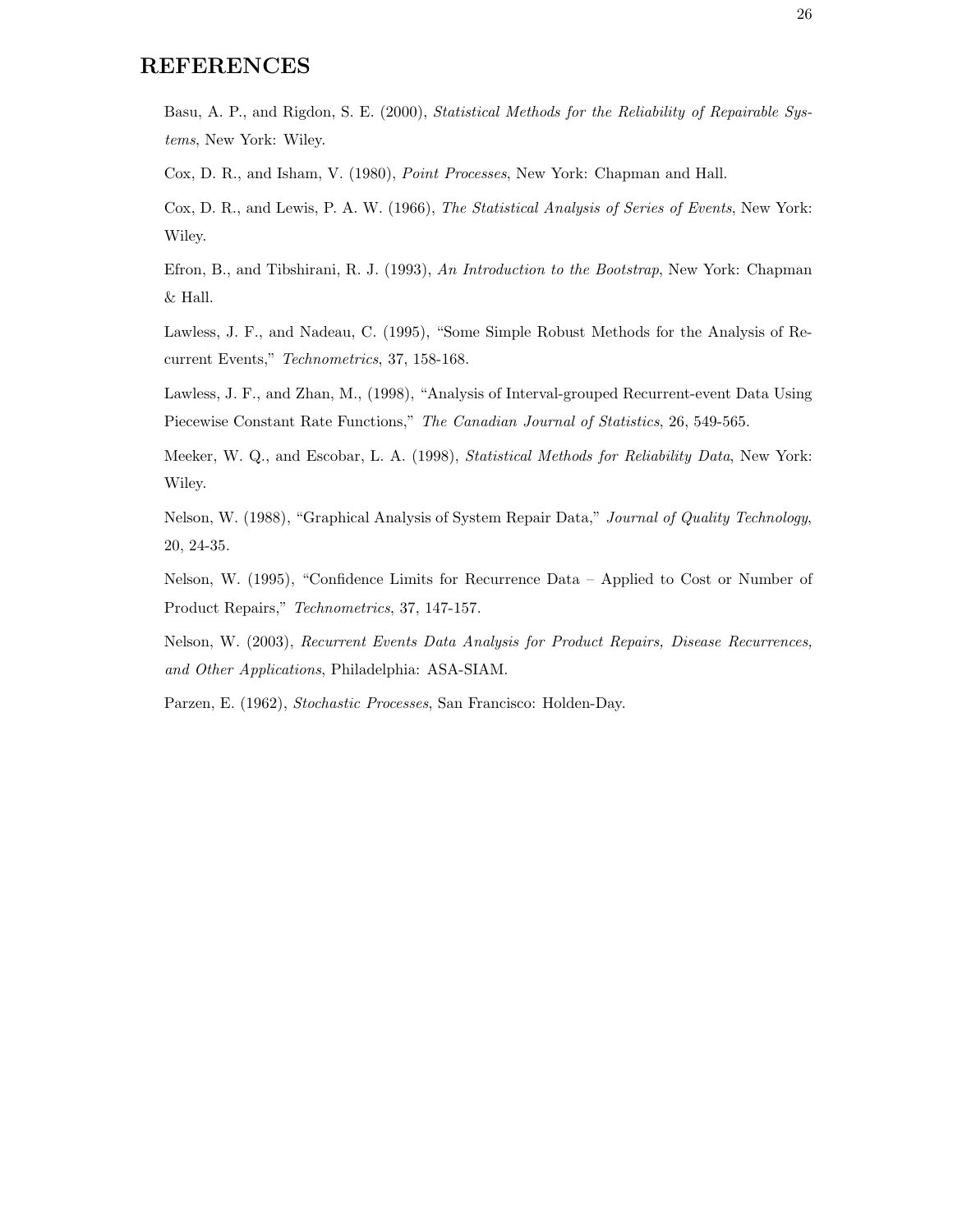# REFERENCES

Basu, A. P., and Rigdon, S. E. (2000), *Statistical Methods for the Reliability of Repairable Systems*, New York: Wiley.

Cox, D. R., and Isham, V. (1980), *Point Processes*, New York: Chapman and Hall.

Cox, D. R., and Lewis, P. A. W. (1966), *The Statistical Analysis of Series of Events*, New York: Wiley.

Efron, B., and Tibshirani, R. J. (1993), *An Introduction to the Bootstrap*, New York: Chapman & Hall.

Lawless, J. F., and Nadeau, C. (1995), "Some Simple Robust Methods for the Analysis of Recurrent Events," *Technometrics*, 37, 158-168.

Lawless, J. F., and Zhan, M., (1998), "Analysis of Interval-grouped Recurrent-event Data Using Piecewise Constant Rate Functions," *The Canadian Journal of Statistics*, 26, 549-565.

Meeker, W. Q., and Escobar, L. A. (1998), *Statistical Methods for Reliability Data*, New York: Wiley.

Nelson, W. (1988), "Graphical Analysis of System Repair Data," *Journal of Quality Technology*, 20, 24-35.

Nelson, W. (1995), "Confidence Limits for Recurrence Data – Applied to Cost or Number of Product Repairs," *Technometrics*, 37, 147-157.

Nelson, W. (2003), *Recurrent Events Data Analysis for Product Repairs, Disease Recurrences, and Other Applications*, Philadelphia: ASA-SIAM.

Parzen, E. (1962), *Stochastic Processes*, San Francisco: Holden-Day.